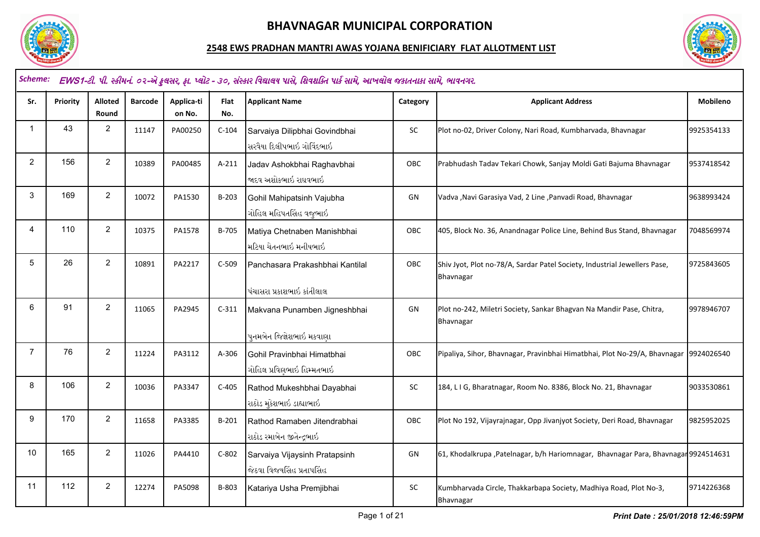# BHAVNAGAR MUNICIPAL CORPORATION

## 2548 EWS PRADHAN MANTRI AWAS YOJANA BENIFICIARY FLAT ALLOTMENT LIST

**Scheme:** *EWS1-ટી. પી. સ્કીમનં. ૦૨-એ કુંભારવાડા, ફા. પ્લોટ - ૩૦, સંસ્કાર વિદ્યાલય પાસે, શિવશક્તિ પાર્ક સામે, આખલોલ જકાતનાકા સામે, ભાવનગર.*

| Sr. | Priority | Alloted Round | Barcode | Applica-tion No. | Flat No. | Applicant Name | Category | Applicant Address | Mobileno |
|---|---|---|---|---|---|---|---|---|---|
| 1 | 43 | 2 | 11147 | PA00250 | C-104 | Sarvaiya Dilipbhai Govindbhai<br>સરવૈયા દિલીપભાઇ ગોવિંદભાઇ | SC | Plot no-02, Driver Colony, Nari Road, Kumbharvada, Bhavnagar | 9925354133 |
| 2 | 156 | 2 | 10389 | PA00485 | A-211 | Jadav Ashokbhai Raghavbhai<br>જાદવ અશોકભાઇ રાઘવભાઇ | OBC | Prabhudush Tadav Tekari Chowk, Sanjay Moldi Gati Bajuma Bhavnagar | 9537418542 |
| 3 | 169 | 2 | 10072 | PA1530 | B-203 | Gohil Mahipatsinh Vajubha<br>ગોહિલ મહિપતસિંહ વજુભાઇ | GN | Vadva ,Navi Garasiya Vad, 2 Line ,Panvadi Road, Bhavnagar | 9638993424 |
| 4 | 110 | 2 | 10375 | PA1578 | B-705 | Matiya Chetnaben Manishbhai<br>મટિયા ચેતનભાઇ મનીષભાઇ | OBC | 405, Block No. 36, Anandnagar Police Line, Behind Bus Stand, Bhavnagar | 7048569974 |
| 5 | 26 | 2 | 10891 | PA2217 | C-509 | Panchasara Prakashbhai Kantilal<br>પંચાસરા પ્રકાશભાઇ કાંતીલાલ | OBC | Shiv Jyot, Plot no-78/A, Sardar Patel Society, Industrial Jewellers Pase, Bhavnagar | 9725843605 |
| 6 | 91 | 2 | 11065 | PA2945 | C-311 | Makvana Punamben Jigneshbhai<br>પુનમબેન જિજ્ઞેશભાઇ મકવાણા | GN | Plot no-242, Miletri Society, Sankar Bhagvan Na Mandir Pase, Chitra, Bhavnagar | 9978946707 |
| 7 | 76 | 2 | 11224 | PA3112 | A-306 | Gohil Pravinbhai Himatbhai<br>ગોહિલ પ્રવિણભાઇ હિમ્મતભાઇ | OBC | Pipaliya, Sihor, Bhavnagar, Pravinbhai Himatbhai, Plot No-29/A, Bhavnagar | 9924026540 |
| 8 | 106 | 2 | 10036 | PA3347 | C-405 | Rathod Mukeshbhai Dayabhai<br>રાઠોડ મુકેશભાઇ ડાહ્યાભાઇ | SC | 184, L I G, Bharatnagar, Room No. 8386, Block No. 21, Bhavnagar | 9033530861 |
| 9 | 170 | 2 | 11658 | PA3385 | B-201 | Rathod Ramaben Jitendrabhai<br>રાઠોડ રમાબેન જીતેન્દ્રભાઇ | OBC | Plot No 192, Vijayrajnagar, Opp Jivanjyot Society, Deri Road, Bhavnagar | 9825952025 |
| 10 | 165 | 2 | 11026 | PA4410 | C-802 | Sarvaiya Vijaysinh Pratapsinh<br>જેઠવા વિજયસિંહ પ્રતાપસિંહ | GN | 61, Khodalkrupa ,Patelnagar, b/h Hariomnagar, Bhavnagar Para, Bhavnagar | 9924514631 |
| 11 | 112 | 2 | 12274 | PA5098 | B-803 | Katariya Usha Premjibhai | SC | Kumbharvada Circle, Thakkarbapa Society, Madhiya Road, Plot No-3, Bhavnagar | 9714226368 |

*Print Date : 25/01/2018 12:46:59PM*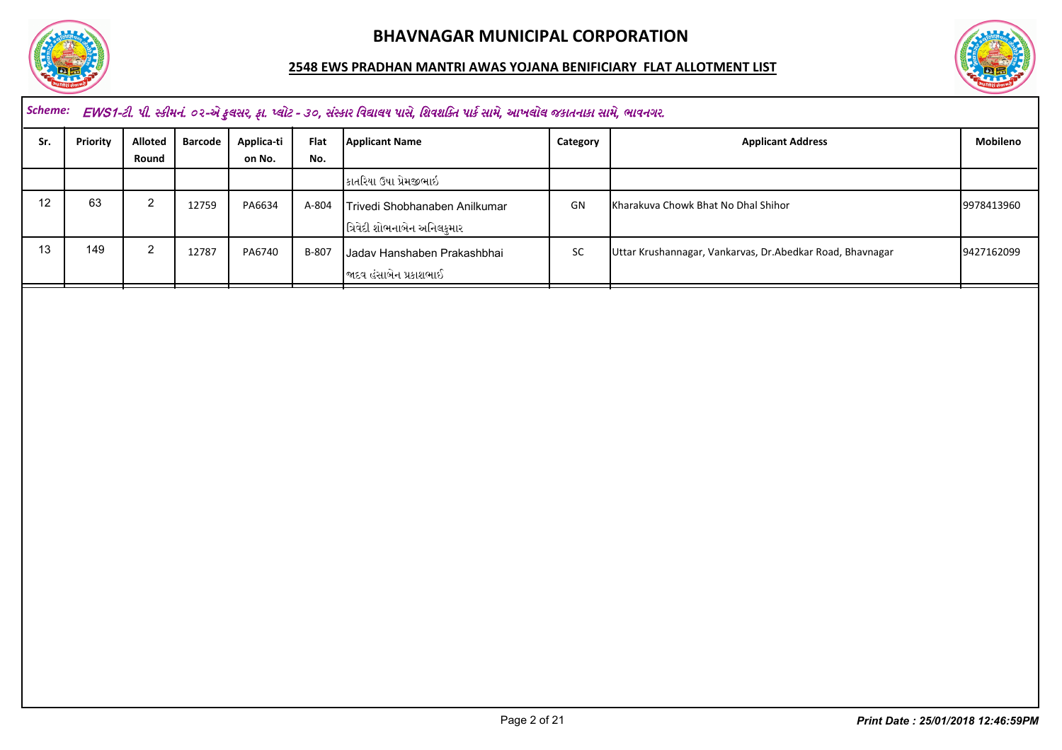# BHAVNAGAR MUNICIPAL CORPORATION

## 2548 EWS PRADHAN MANTRI AWAS YOJANA BENIFICIARY FLAT ALLOTMENT LIST

**Scheme:** *EWS1-ટી. પી. સ્કીમનં. ૦૨-એ કુલસર, ફા. પ્લોટ - ૩૦, સંસ્કાર વિદ્યાલય પાસે, શિવશક્તિ પાર્ક સામે, આખલોલ જકાતનાકા સામે, ભાવનગર.*

| Sr. | Priority | Alloted Round | Barcode | Applica-tion No. | Flat No. | Applicant Name | Category | Applicant Address | Mobileno |
|---|---|---|---|---|---|---|---|---|---|
| | | | | | | કાતરિયા ઉષા પ્રેમજીભાઇ | | | |
| 12 | 63 | 2 | 12759 | PA6634 | A-804 | Trivedi Shobhanaben Anilkumar<br>ત્રિવેદી શોભનાબેન અનિલકુમાર | GN | Kharakuva Chowk Bhat No Dhal Shihor | 9978413960 |
| 13 | 149 | 2 | 12787 | PA6740 | B-807 | Jadav Hanshaben Prakashbhai<br>જાદવ હંસાબેન પ્રકાશભાઈ | SC | Uttar Krushannagar, Vankarvas, Dr.Abedkar Road, Bhavnagar | 9427162099 |

*Print Date : 25/01/2018 12:46:59PM*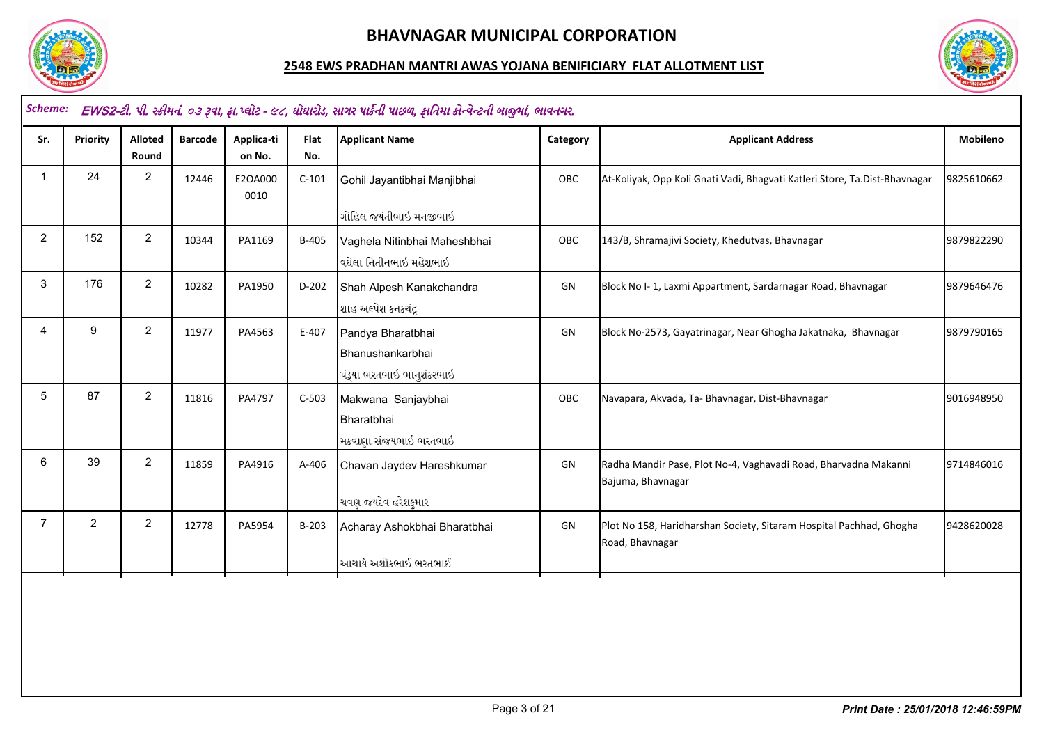# BHAVNAGAR MUNICIPAL CORPORATION

## 2548 EWS PRADHAN MANTRI AWAS YOJANA BENIFICIARY FLAT ALLOTMENT LIST

**Scheme:** *EWS2-ટી. પી. સ્કીમનં. ૦૩ રૂવા, ફા.પ્લોટ - ૯૮, ઘોઘારોડ, સાગર પાર્કની પાછળ, ફાતિમા કોન્વેન્ટની બાજુમાં, ભાવનગર.*

| Sr. | Priority | Alloted Round | Barcode | Applica-tion No. | Flat No. | Applicant Name | Category | Applicant Address | Mobileno |
|---|---|---|---|---|---|---|---|---|---|
| 1 | 24 | 2 | 12446 | E2OA0000010 | C-101 | Gohil Jayantibhai Manjibhai<br>ગોહિલ જયંતીભાઇ મનજીભાઇ | OBC | At-Koliyak, Opp Koli Gnati Vadi, Bhagvati Katleri Store, Ta.Dist-Bhavnagar | 9825610662 |
| 2 | 152 | 2 | 10344 | PA1169 | B-405 | Vaghela Nitinbhai Maheshbhai<br>વઘેલા નિતીનભાઇ મહેશભાઇ | OBC | 143/B, Shramajivi Society, Khedutvas, Bhavnagar | 9879822290 |
| 3 | 176 | 2 | 10282 | PA1950 | D-202 | Shah Alpesh Kanakchandra<br>શાહ અલ્પેશ કનકચંદ્ર | GN | Block No I- 1, Laxmi Appartment, Sardarnagar Road, Bhavnagar | 9879646476 |
| 4 | 9 | 2 | 11977 | PA4563 | E-407 | Pandya Bharatbhai Bhanushankarbhai<br>પંડ્યા ભરતભાઇ ભાનુશંકરભાઇ | GN | Block No-2573, Gayatrinagar, Near Ghogha Jakatnaka, Bhavnagar | 9879790165 |
| 5 | 87 | 2 | 11816 | PA4797 | C-503 | Makwana Sanjaybhai Bharatbhai<br>મકવાણા સંજયભાઇ ભરતભાઇ | OBC | Navapara, Akvada, Ta- Bhavnagar, Dist-Bhavnagar | 9016948950 |
| 6 | 39 | 2 | 11859 | PA4916 | A-406 | Chavan Jaydev Hareshkumar<br>ચવણ જયદેવ હરેશકુમાર | GN | Radha Mandir Pase, Plot No-4, Vaghavadi Road, Bharvadna Makanni Bajuma, Bhavnagar | 9714846016 |
| 7 | 2 | 2 | 12778 | PA5954 | B-203 | Acharay Ashokbhai Bharatbhai<br>આચાર્ય અશોકભાઇ ભરતભાઇ | GN | Plot No 158, Haridharshan Society, Sitaram Hospital Pachhad, Ghogha Road, Bhavnagar | 9428620028 |

*Print Date : 25/01/2018 12:46:59PM*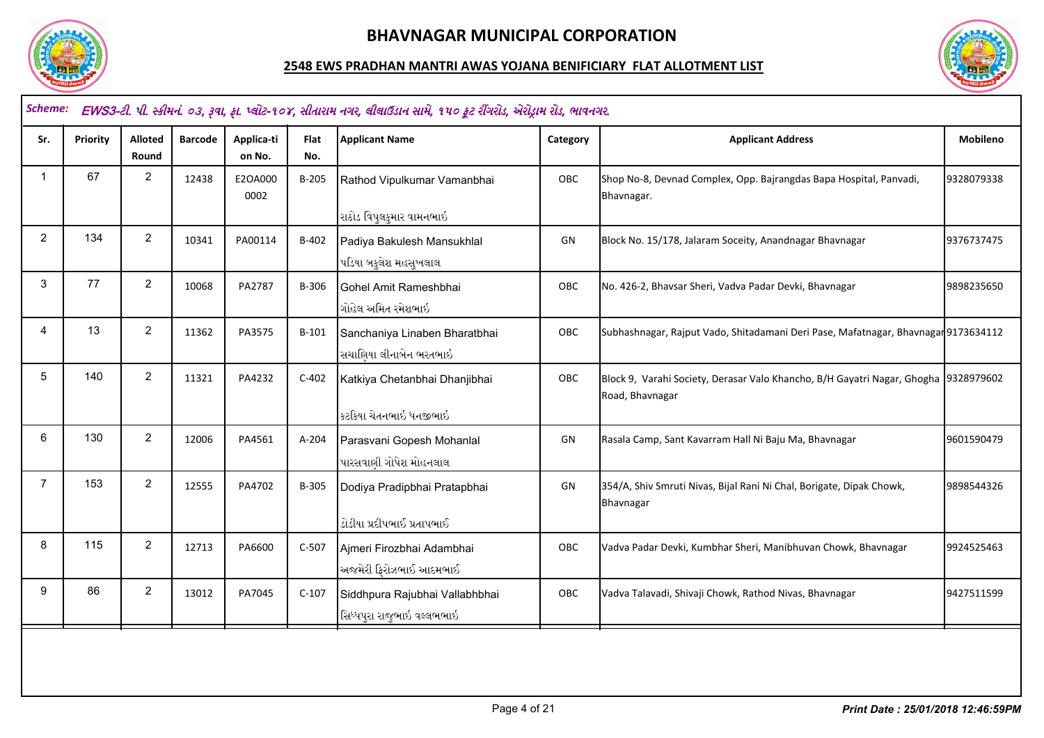# BHAVNAGAR MUNICIPAL CORPORATION

## 2548 EWS PRADHAN MANTRI AWAS YOJANA BENIFICIARY FLAT ALLOTMENT LIST

*Scheme:* *EWS3-ટી. પી. સ્કીમનં. ૦૩, રૂવા, ફા. પ્લોટ-૧૦૪, સીતારામ નગર, લીલાઉડાન સામે, ૧૫૦ ફૂટ રીંગરોડ, એરોડ્રામ રોડ, ભાવનગર.*

| Sr. | Priority | Alloted Round | Barcode | Applica-tion No. | Flat No. | Applicant Name | Category | Applicant Address | Mobileno |
|---|---|---|---|---|---|---|---|---|---|
| 1 | 67 | 2 | 12438 | E2OA0000002 | B-205 | Rathod Vipulkumar Vamanbhai<br>રાઠોડ વિપુલકુમાર વામનભાઈ | OBC | Shop No-8, Devnad Complex, Opp. Bajrangdas Bapa Hospital, Panvadi, Bhavnagar. | 9328079338 |
| 2 | 134 | 2 | 10341 | PA00114 | B-402 | Padiya Bakulesh Mansukhlal<br>પડિયા બકુલેશ મહસુખલાલ | GN | Block No. 15/178, Jalaram Soceity, Anandnagar Bhavnagar | 9376737475 |
| 3 | 77 | 2 | 10068 | PA2787 | B-306 | Gohel Amit Rameshbhai<br>ગોહેલ અમિત રમેશભાઈ | OBC | No. 426-2, Bhavsar Sheri, Vadva Padar Devki, Bhavnagar | 9898235650 |
| 4 | 13 | 2 | 11362 | PA3575 | B-101 | Sanchaniya Linaben Bharatbhai<br>સચાણિયા લીનાબેન ભરતભાઈ | OBC | Subhashnagar, Rajput Vado, Shitadamani Deri Pase, Mafatnagar, Bhavnagar | 9173634112 |
| 5 | 140 | 2 | 11321 | PA4232 | C-402 | Katkiya Chetanbhai Dhanjibhai<br>કટકિયા ચેતનભાઈ ધનજીભાઈ | OBC | Block 9, Varahi Society, Derasar Valo Khancho, B/H Gayatri Nagar, Ghogha Road, Bhavnagar | 9328979602 |
| 6 | 130 | 2 | 12006 | PA4561 | A-204 | Parasvani Gopesh Mohanlal<br>પારસવાણી ગોપેશ મોહનલાલ | GN | Rasala Camp, Sant Kavarram Hall Ni Baju Ma, Bhavnagar | 9601590479 |
| 7 | 153 | 2 | 12555 | PA4702 | B-305 | Dodiya Pradipbhai Pratapbhai<br>ડોડીયા પ્રદીપભાઈ પ્રતાપભાઈ | GN | 354/A, Shiv Smruti Nivas, Bijal Rani Ni Chal, Borigate, Dipak Chowk, Bhavnagar | 9898544326 |
| 8 | 115 | 2 | 12713 | PA6600 | C-507 | Ajmeri Firozbhai Adambhai<br>અજમેરી ફિરોઝભાઈ આદમભાઈ | OBC | Vadva Padar Devki, Kumbhar Sheri, Manibhuvan Chowk, Bhavnagar | 9924525463 |
| 9 | 86 | 2 | 13012 | PA7045 | C-107 | Siddhpura Rajubhai Vallabhbhai<br>સિધ્ધપુરા રાજુભાઈ વલ્લભભાઈ | OBC | Vadva Talavadi, Shivaji Chowk, Rathod Nivas, Bhavnagar | 9427511599 |

*Print Date : 25/01/2018 12:46:59PM*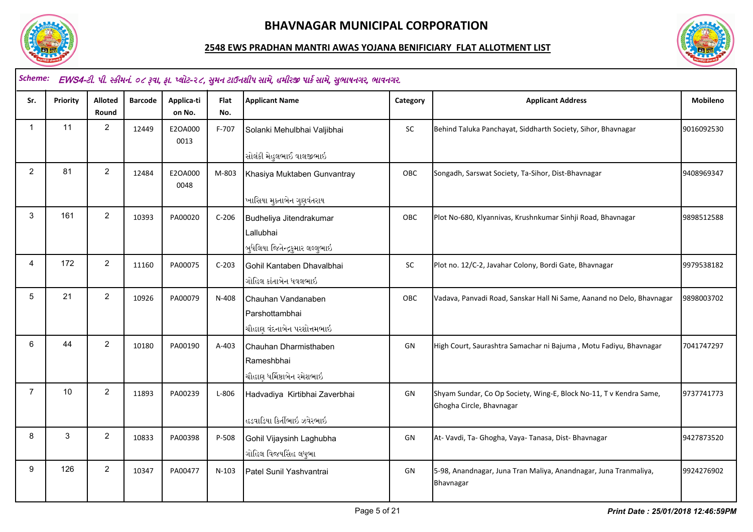# BHAVNAGAR MUNICIPAL CORPORATION

## 2548 EWS PRADHAN MANTRI AWAS YOJANA BENIFICIARY FLAT ALLOTMENT LIST

**Scheme:** *EWS4-ટી. પી. સ્કીમનં. ૦૮ રૂવા, ફા. પ્લોટ-૨૮, સુમન ટાઉનશીપ સામે, હમીરજી પાર્ક સામે, સુભાષનગર, ભાવનગર.*

| Sr. | Priority | Alloted Round | Barcode | Application No. | Flat No. | Applicant Name | Category | Applicant Address | Mobileno |
|---|---|---|---|---|---|---|---|---|---|
| 1 | 11 | 2 | 12449 | E2OA0000013 | F-707 | Solanki Mehulbhai Valjibhai<br>સોલંકી મેહુલભાઈ વાલજીભાઇ | SC | Behind Taluka Panchayat, Siddharth Society, Sihor, Bhavnagar | 9016092530 |
| 2 | 81 | 2 | 12484 | E2OA0000048 | M-803 | Khasiya Muktaben Gunvantray<br>ખાસિયા મુક્તાબેન ગુણવંતરાય | OBC | Songadh, Sarswat Society, Ta-Sihor, Dist-Bhavnagar | 9408969347 |
| 3 | 161 | 2 | 10393 | PA00020 | C-206 | Budheliya Jitendrakumar Lallubhai<br>બુધેલિયા જિતેન્દ્રકુમાર લલ્લુભાઈ | OBC | Plot No-680, Klyannivas, Krushnkumar Sinhji Road, Bhavnagar | 9898512588 |
| 4 | 172 | 2 | 11160 | PA00075 | C-203 | Gohil Kantaben Dhavalbhai<br>ગોહિલ કાંતાબેન ધવલભાઇ | SC | Plot no. 12/C-2, Javahar Colony, Bordi Gate, Bhavnagar | 9979538182 |
| 5 | 21 | 2 | 10926 | PA00079 | N-408 | Chauhan Vandanaben Parshottambhai<br>ચૌહાણ વંદનાબેન પરશોત્તમભાઇ | OBC | Vadava, Panvadi Road, Sanskar Hall Ni Same, Aanand no Delo, Bhavnagar | 9898003702 |
| 6 | 44 | 2 | 10180 | PA00190 | A-403 | Chauhan Dharmisthaben Rameshbhai<br>ચૌહાણ ધર્મિષ્ઠાબેન રમેશભાઇ | GN | High Court, Saurashtra Samachar ni Bajuma , Motu Fadiyu, Bhavnagar | 7041747297 |
| 7 | 10 | 2 | 11893 | PA00239 | L-806 | Hadvadiya Kirtibhai Zaverbhai<br>હડવાડિયા કિર્તીભાઇ ઝવેરભાઇ | GN | Shyam Sundar, Co Op Society, Wing-E, Block No-11, T v Kendra Same, Ghogha Circle, Bhavnagar | 9737741773 |
| 8 | 3 | 2 | 10833 | PA00398 | P-508 | Gohil Vijaysinh Laghubha<br>ગોહિલ વિજયસિંહ લઘુભા | GN | At- Vavdi, Ta- Ghogha, Vaya- Tanasa, Dist- Bhavnagar | 9427873520 |
| 9 | 126 | 2 | 10347 | PA00477 | N-103 | Patel Sunil Yashvantrai | GN | 5-98, Anandnagar, Juna Tran Maliya, Anandnagar, Juna Tranmaliya, Bhavnagar | 9924276902 |

*Print Date : 25/01/2018 12:46:59PM*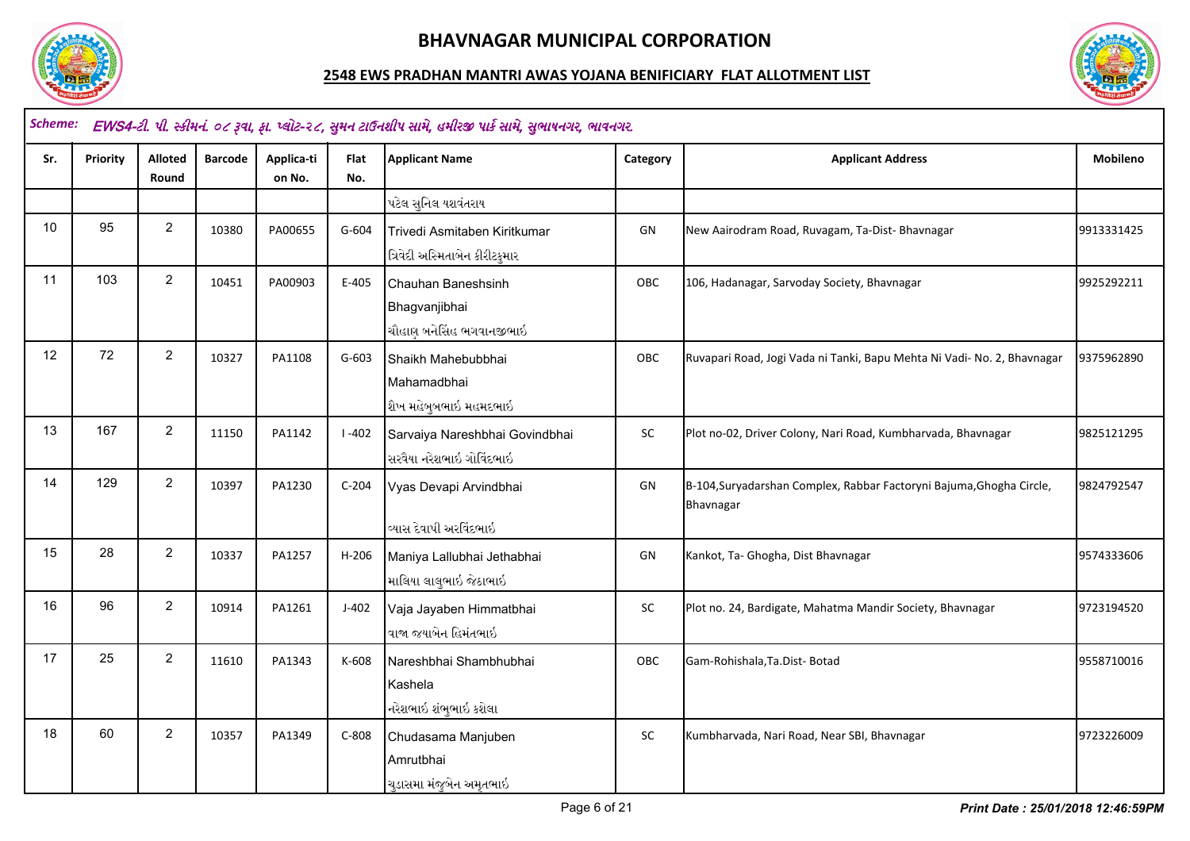# BHAVNAGAR MUNICIPAL CORPORATION

## 2548 EWS PRADHAN MANTRI AWAS YOJANA BENIFICIARY FLAT ALLOTMENT LIST

**Scheme:** *EWS4-ટી. પી. સ્કીમનં. ૦૮ રૂવા, ફા. પ્લોટ-૨૮, સુમન ટાઉનશીપ સામે, હમીરજી પાર્ક સામે, સુભાષનગર, ભાવનગર.*

| Sr. | Priority | Alloted Round | Barcode | Application No. | Flat No. | Applicant Name | Category | Applicant Address | Mobileno |
|---|---|---|---|---|---|---|---|---|---|
| | | | | | | પટેલ સુનિલ યશવંતરાય | | | |
| 10 | 95 | 2 | 10380 | PA00655 | G-604 | Trivedi Asmitaben Kiritkumar ત્રિવેદી અસ્મિતાબેન કીરીટકુમાર | GN | New Aairodram Road, Ruvagam, Ta-Dist- Bhavnagar | 9913331425 |
| 11 | 103 | 2 | 10451 | PA00903 | E-405 | Chauhan Baneshsinh Bhagvanjibhai ચૌહાણ બનેસિંહ ભગવાનજીભાઇ | OBC | 106, Hadanagar, Sarvoday Society, Bhavnagar | 9925292211 |
| 12 | 72 | 2 | 10327 | PA1108 | G-603 | Shaikh Mahebubbhai Mahamadbhai શૈખ મહેબુબભાઇ મહમદભાઇ | OBC | Ruvapari Road, Jogi Vada ni Tanki, Bapu Mehta Ni Vadi- No. 2, Bhavnagar | 9375962890 |
| 13 | 167 | 2 | 11150 | PA1142 | I -402 | Sarvaiya Nareshbhai Govindbhai સરવૈયા નરેશભાઇ ગોવિંદભાઇ | SC | Plot no-02, Driver Colony, Nari Road, Kumbharvada, Bhavnagar | 9825121295 |
| 14 | 129 | 2 | 10397 | PA1230 | C-204 | Vyas Devapi Arvindbhai વ્યાસ દેવાપી અરવિંદભાઇ | GN | B-104,Suryadarshan Complex, Rabbar Factoryni Bajuma,Ghogha Circle, Bhavnagar | 9824792547 |
| 15 | 28 | 2 | 10337 | PA1257 | H-206 | Maniya Lallubhai Jethabhai માલિયા લાલુભાઇ જેઠાભાઇ | GN | Kankot, Ta- Ghogha, Dist Bhavnagar | 9574333606 |
| 16 | 96 | 2 | 10914 | PA1261 | J-402 | Vaja Jayaben Himmatbhai વાજા જયાબેન હિમંતભાઇ | SC | Plot no. 24, Bardigate, Mahatma Mandir Society, Bhavnagar | 9723194520 |
| 17 | 25 | 2 | 11610 | PA1343 | K-608 | Nareshbhai Shambhubhai Kashela નરેશભાઇ શંભુભાઇ કશેલા | OBC | Gam-Rohishala,Ta.Dist- Botad | 9558710016 |
| 18 | 60 | 2 | 10357 | PA1349 | C-808 | Chudasama Manjuben Amrutbhai ચુડાસમા મંજુબેન અમૃતભાઇ | SC | Kumbharvada, Nari Road, Near SBI, Bhavnagar | 9723226009 |

*Print Date : 25/01/2018 12:46:59PM*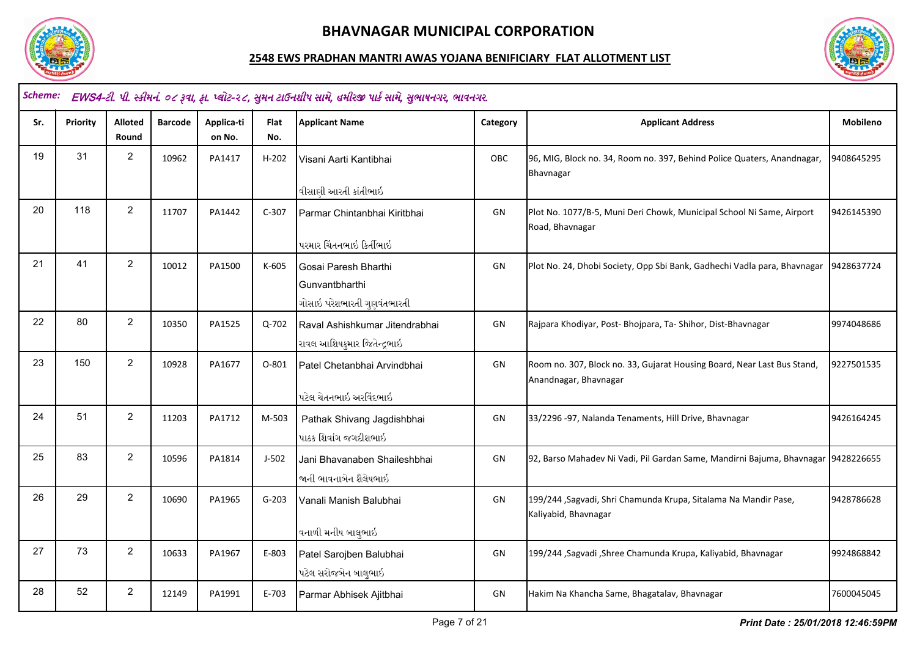# BHAVNAGAR MUNICIPAL CORPORATION

## 2548 EWS PRADHAN MANTRI AWAS YOJANA BENIFICIARY FLAT ALLOTMENT LIST

**Scheme:** *EWS4-ટી. પી. સ્કીમનં. ૦૮ રૂવા, ફા. પ્લોટ-૨૮, સુમન ટાઉનશીપ સામે, હમીરજી પાર્ક સામે, સુભાષનગર, ભાવનગર.*

| Sr. | Priority | Alloted Round | Barcode | Applica-tion No. | Flat No. | Applicant Name | Category | Applicant Address | Mobileno |
|---|---|---|---|---|---|---|---|---|---|
| 19 | 31 | 2 | 10962 | PA1417 | H-202 | Visani Aarti Kantibhai<br>વીસાણી આરતી કાંતીભાઇ | OBC | 96, MIG, Block no. 34, Room no. 397, Behind Police Quaters, Anandnagar, Bhavnagar | 9408645295 |
| 20 | 118 | 2 | 11707 | PA1442 | C-307 | Parmar Chintanbhai Kiritbhai<br>પરમાર ચિંતનભાઇ કિર્તીભાઇ | GN | Plot No. 1077/B-5, Muni Deri Chowk, Municipal School Ni Same, Airport Road, Bhavnagar | 9426145390 |
| 21 | 41 | 2 | 10012 | PA1500 | K-605 | Gosai Paresh Bharthi Gunvantbharthi<br>ગોસાઇ પરેશભારતી ગુણવંતભારતી | GN | Plot No. 24, Dhobi Society, Opp Sbi Bank, Gadhechi Vadla para, Bhavnagar | 9428637724 |
| 22 | 80 | 2 | 10350 | PA1525 | Q-702 | Raval Ashishkumar Jitendrabhai<br>રાવલ આશિષકુમાર જિતેન્દ્રભાઇ | GN | Rajpara Khodiyar, Post- Bhojpara, Ta- Shihor, Dist-Bhavnagar | 9974048686 |
| 23 | 150 | 2 | 10928 | PA1677 | O-801 | Patel Chetanbhai Arvindbhai<br>પટેલ ચેતનભાઇ અરવિંદભાઇ | GN | Room no. 307, Block no. 33, Gujarat Housing Board, Near Last Bus Stand, Anandnagar, Bhavnagar | 9227501535 |
| 24 | 51 | 2 | 11203 | PA1712 | M-503 | Pathak Shivang Jagdishbhai<br>પાઠક શિવાંગ જગદીશભાઇ | GN | 33/2296 -97, Nalanda Tenaments, Hill Drive, Bhavnagar | 9426164245 |
| 25 | 83 | 2 | 10596 | PA1814 | J-502 | Jani Bhavanaben Shaileshbhai<br>જાની ભાવનાબેન શૈલેષભાઇ | GN | 92, Barso Mahadev Ni Vadi, Pil Gardan Same, Mandirni Bajuma, Bhavnagar | 9428226655 |
| 26 | 29 | 2 | 10690 | PA1965 | G-203 | Vanali Manish Balubhai<br>વનાળી મનીષ બાલુભાઇ | GN | 199/244 ,Sagvadi, Shri Chamunda Krupa, Sitalama Na Mandir Pase, Kaliyabid, Bhavnagar | 9428786628 |
| 27 | 73 | 2 | 10633 | PA1967 | E-803 | Patel Sarojben Balubhai<br>પટેલ સરોજબેન બાલુભાઇ | GN | 199/244 ,Sagvadi ,Shree Chamunda Krupa, Kaliyabid, Bhavnagar | 9924868842 |
| 28 | 52 | 2 | 12149 | PA1991 | E-703 | Parmar Abhisek Ajitbhai | GN | Hakim Na Khancha Same, Bhagatalav, Bhavnagar | 7600045045 |

*Print Date : 25/01/2018 12:46:59PM*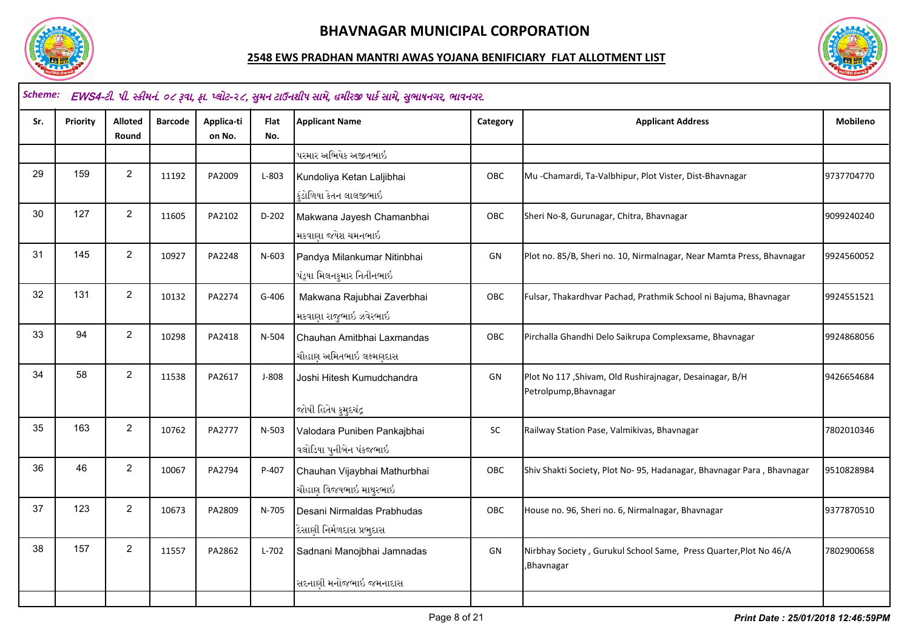# BHAVNAGAR MUNICIPAL CORPORATION

## 2548 EWS PRADHAN MANTRI AWAS YOJANA BENIFICIARY FLAT ALLOTMENT LIST

*Scheme:* *EWS4-ટી. પી. સ્કીમનં. ૦૮ રૂવા, ફા. પ્લોટ-૨૮, સુમન ટાઉનશીપ સામે, હમીરજી પાર્ક સામે, સુભાષનગર, ભાવનગર.*

| Sr. | Priority | Alloted Round | Barcode | Application No. | Flat No. | Applicant Name | Category | Applicant Address | Mobileno |
|---|---|---|---|---|---|---|---|---|---|
| | | | | | | પરમાર અભિષેક અજીતભાઇ | | | |
| 29 | 159 | 2 | 11192 | PA2009 | L-803 | Kundoliya Ketan Laljibhai<br>કુંડોળિયા કેતન લાલજીભાઇ | OBC | Mu -Chamardi, Ta-Valbhipur, Plot Vister, Dist-Bhavnagar | 9737704770 |
| 30 | 127 | 2 | 11605 | PA2102 | D-202 | Makwana Jayesh Chamanbhai<br>મકવાણા જયેશ ચમનભાઇ | OBC | Sheri No-8, Gurunagar, Chitra, Bhavnagar | 9099240240 |
| 31 | 145 | 2 | 10927 | PA2248 | N-603 | Pandya Milankumar Nitinbhai<br>પંડ્યા મિલનકુમાર નિતીનભાઇ | GN | Plot no. 85/B, Sheri no. 10, Nirmalnagar, Near Mamta Press, Bhavnagar | 9924560052 |
| 32 | 131 | 2 | 10132 | PA2274 | G-406 | Makwana Rajubhai Zaverbhai<br>મકવાણા રાજુભાઇ ઝવેરભાઇ | OBC | Fulsar, Thakardhvar Pachad, Prathmik School ni Bajuma, Bhavnagar | 9924551521 |
| 33 | 94 | 2 | 10298 | PA2418 | N-504 | Chauhan Amitbhai Laxmandas<br>ચૌહાણ અમિતભાઇ લક્ષ્મણદાસ | OBC | Pirchalla Ghandhi Delo Saikrupa Complexsame, Bhavnagar | 9924868056 |
| 34 | 58 | 2 | 11538 | PA2617 | J-808 | Joshi Hitesh Kumudchandra<br>જોષી હિતેષ કુમુદચંદ્ર | GN | Plot No 117 ,Shivam, Old Rushirajnagar, Desainagar, B/H Petrolpump,Bhavnagar | 9426654684 |
| 35 | 163 | 2 | 10762 | PA2777 | N-503 | Valodara Puniben Pankajbhai<br>વલોડિયા પુનીબેન પંકજભાઇ | SC | Railway Station Pase, Valmikivas, Bhavnagar | 7802010346 |
| 36 | 46 | 2 | 10067 | PA2794 | P-407 | Chauhan Vijaybhai Mathurbhai<br>ચૌહાણ વિજયભાઇ માથુરભાઇ | OBC | Shiv Shakti Society, Plot No- 95, Hadanagar, Bhavnagar Para , Bhavnagar | 9510828984 |
| 37 | 123 | 2 | 10673 | PA2809 | N-705 | Desani Nirmaldas Prabhudas<br>દેસાણી નિર્મળદાસ પ્રભુદાસ | OBC | House no. 96, Sheri no. 6, Nirmalnagar, Bhavnagar | 9377870510 |
| 38 | 157 | 2 | 11557 | PA2862 | L-702 | Sadnani Manojbhai Jamnadas<br>સદનાણી મનોજભાઇ જમનાદાસ | GN | Nirbhay Society , Gurukul School Same, Press Quarter,Plot No 46/A ,Bhavnagar | 7802900658 |

*Print Date : 25/01/2018 12:46:59PM*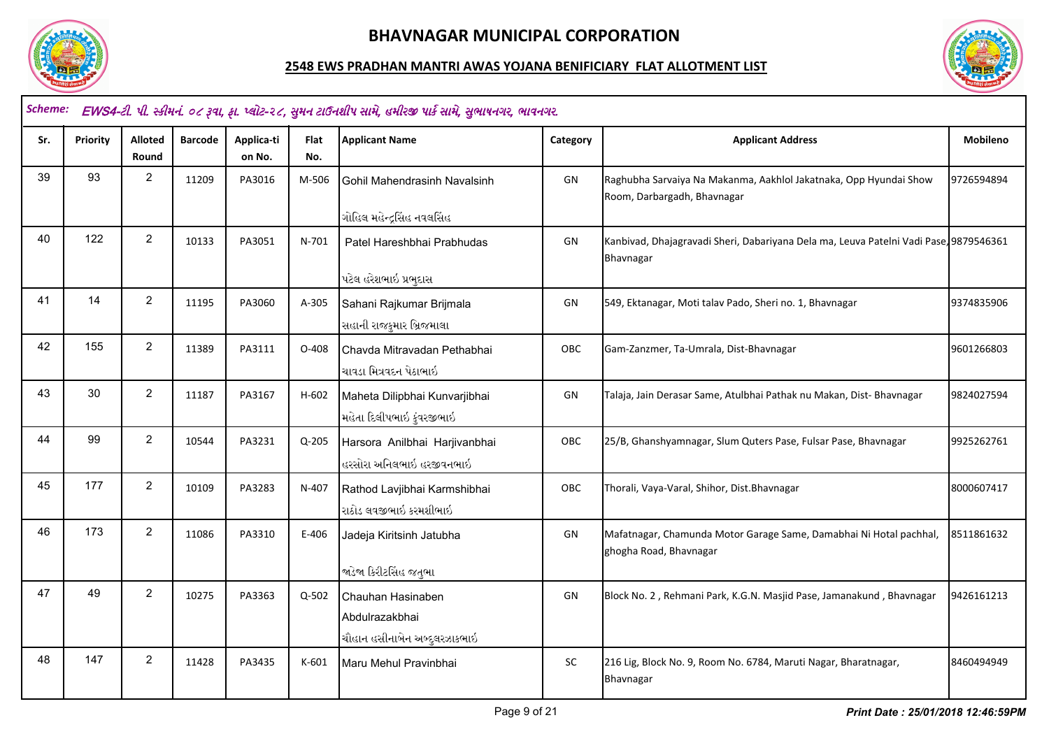# BHAVNAGAR MUNICIPAL CORPORATION

## 2548 EWS PRADHAN MANTRI AWAS YOJANA BENIFICIARY FLAT ALLOTMENT LIST

**Scheme:** *EWS4-ટી. પી. સ્કીમનં. ૦૮ રૂવા, ફા. પ્લોટ-૨૮, સુમન ટાઉનશીપ સામે, હમીરજી પાર્ક સામે, સુભાષનગર, ભાવનગર.*

| Sr. | Priority | Alloted Round | Barcode | Applica-tion No. | Flat No. | Applicant Name | Category | Applicant Address | Mobileno |
|---|---|---|---|---|---|---|---|---|---|
| 39 | 93 | 2 | 11209 | PA3016 | M-506 | Gohil Mahendrasinh Navalsinh<br>ગોહિલ મહેન્દ્રસિંહ નવલસિંહ | GN | Raghubha Sarvaiya Na Makanma, Aakhlol Jakatnaka, Opp Hyundai Show Room, Darbargadh, Bhavnagar | 9726594894 |
| 40 | 122 | 2 | 10133 | PA3051 | N-701 | Patel Hareshbhai Prabhudas<br>પટેલ હરેશભાઇ પ્રભુદાસ | GN | Kanbivad, Dhajagravadi Sheri, Dabariyana Dela ma, Leuva Patelni Vadi Pase, Bhavnagar | 9879546361 |
| 41 | 14 | 2 | 11195 | PA3060 | A-305 | Sahani Rajkumar Brijmala<br>સહાની રાજકુમાર બ્રિજમાલા | GN | 549, Ektanagar, Moti talav Pado, Sheri no. 1, Bhavnagar | 9374835906 |
| 42 | 155 | 2 | 11389 | PA3111 | O-408 | Chavda Mitravadan Pethabhai<br>ચાવડા મિત્રવદન પેઠાભાઇ | OBC | Gam-Zanzmer, Ta-Umrala, Dist-Bhavnagar | 9601266803 |
| 43 | 30 | 2 | 11187 | PA3167 | H-602 | Maheta Dilipbhai Kunvarjibhai<br>મહેતા દિલીપભાઇ કુંવરજીભાઇ | GN | Talaja, Jain Derasar Same, Atulbhai Pathak nu Makan, Dist- Bhavnagar | 9824027594 |
| 44 | 99 | 2 | 10544 | PA3231 | Q-205 | Harsora Anilbhai Harjivanbhai<br>હરસોરા અનિલભાઇ હરજીવનભાઇ | OBC | 25/B, Ghanshyamnagar, Slum Quters Pase, Fulsar Pase, Bhavnagar | 9925262761 |
| 45 | 177 | 2 | 10109 | PA3283 | N-407 | Rathod Lavjibhai Karmshibhai<br>રાઠોડ લવજીભાઇ કરમશીભાઇ | OBC | Thorali, Vaya-Varal, Shihor, Dist.Bhavnagar | 8000607417 |
| 46 | 173 | 2 | 11086 | PA3310 | E-406 | Jadeja Kiritsinh Jatubha<br>જાડેજા કિરીટસિંહ જતુભા | GN | Mafatnagar, Chamunda Motor Garage Same, Damabhai Ni Hotal pachhal, ghogha Road, Bhavnagar | 8511861632 |
| 47 | 49 | 2 | 10275 | PA3363 | Q-502 | Chauhan Hasinaben Abdulrazakbhai<br>ચૌહાન હસીનાબેન અબ્દુલરઝાકભાઇ | GN | Block No. 2 , Rehmani Park, K.G.N. Masjid Pase, Jamanakund , Bhavnagar | 9426161213 |
| 48 | 147 | 2 | 11428 | PA3435 | K-601 | Maru Mehul Pravinbhai | SC | 216 Lig, Block No. 9, Room No. 6784, Maruti Nagar, Bharatnagar, Bhavnagar | 8460494949 |

*Print Date : 25/01/2018 12:46:59PM*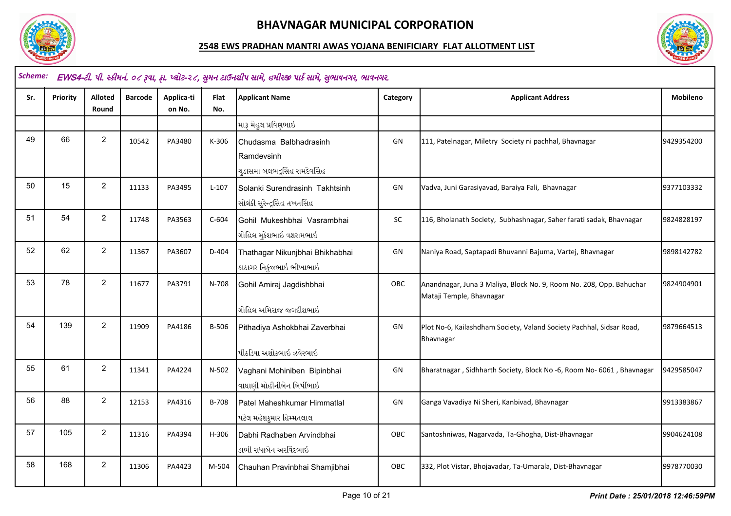# BHAVNAGAR MUNICIPAL CORPORATION

## 2548 EWS PRADHAN MANTRI AWAS YOJANA BENIFICIARY FLAT ALLOTMENT LIST

**Scheme:** *EWS4-ટી. પી. સ્કીમનં. ૦૮ રૂવા, ફા. પ્લોટ-૨૮, સુમન ટાઉનશીપ સામે, હમીરજી પાર્ક સામે, સુભાષનગર, ભાવનગર.*

| Sr. | Priority | Alloted Round | Barcode | Application No. | Flat No. | Applicant Name | Category | Applicant Address | Mobileno |
|---|---|---|---|---|---|---|---|---|---|
| | | | | | | મારૂ મેહુલ પ્રવિણભાઇ | | | |
| 49 | 66 | 2 | 10542 | PA3480 | K-306 | Chudasma Balbhadrasinh Ramdevsinh ચુડાસમા બલભદ્રસિંહ રામદેવસિંહ | GN | 111, Patelnagar, Miletry Society ni pachhal, Bhavnagar | 9429354200 |
| 50 | 15 | 2 | 11133 | PA3495 | L-107 | Solanki Surendrasinh Takhtsinh સોલંકી સુરેન્દ્રસિંહ તખતસિંહ | GN | Vadva, Juni Garasiyavad, Baraiya Fali, Bhavnagar | 9377103332 |
| 51 | 54 | 2 | 11748 | PA3563 | C-604 | Gohil Mukeshbhai Vasrambhai ગોહિલ મુકેશભાઇ વશરામભાઇ | SC | 116, Bholanath Society, Subhashnagar, Saher farati sadak, Bhavnagar | 9824828197 |
| 52 | 62 | 2 | 11367 | PA3607 | D-404 | Thathagar Nikunjbhai Bhikhabhai ઠાઠાગર નિકુંજભાઇ ભીખાભાઇ | GN | Naniya Road, Saptapadi Bhuvanni Bajuma, Vartej, Bhavnagar | 9898142782 |
| 53 | 78 | 2 | 11677 | PA3791 | N-708 | Gohil Amiraj Jagdishbhai ગોહિલ અમિરાજ જગદીશભાઇ | OBC | Anandnagar, Juna 3 Maliya, Block No. 9, Room No. 208, Opp. Bahuchar Mataji Temple, Bhavnagar | 9824904901 |
| 54 | 139 | 2 | 11909 | PA4186 | B-506 | Pithadiya Ashokbhai Zaverbhai પીઠડિયા અશોકભાઇ ઝવેરભાઇ | GN | Plot No-6, Kailashdham Society, Valand Society Pachhal, Sidsar Road, Bhavnagar | 9879664513 |
| 55 | 61 | 2 | 11341 | PA4224 | N-502 | Vaghani Mohiniben Bipinbhai વાઘાણી મોહીનીબેન બિપીનભાઇ | GN | Bharatnagar , Sidhharth Society, Block No -6, Room No- 6061 , Bhavnagar | 9429585047 |
| 56 | 88 | 2 | 12153 | PA4316 | B-708 | Patel Maheshkumar Himmatlal પટેલ મહેશકુમાર હિમ્મતલાલ | GN | Ganga Vavadiya Ni Sheri, Kanbivad, Bhavnagar | 9913383867 |
| 57 | 105 | 2 | 11316 | PA4394 | H-306 | Dabhi Radhaben Arvindbhai ડાભી રાધાબેન અરવિંદભાઇ | OBC | Santoshniwas, Nagarvada, Ta-Ghogha, Dist-Bhavnagar | 9904624108 |
| 58 | 168 | 2 | 11306 | PA4423 | M-504 | Chauhan Pravinbhai Shamjibhai | OBC | 332, Plot Vistar, Bhojavadar, Ta-Umarala, Dist-Bhavnagar | 9978770030 |

*Print Date : 25/01/2018 12:46:59PM*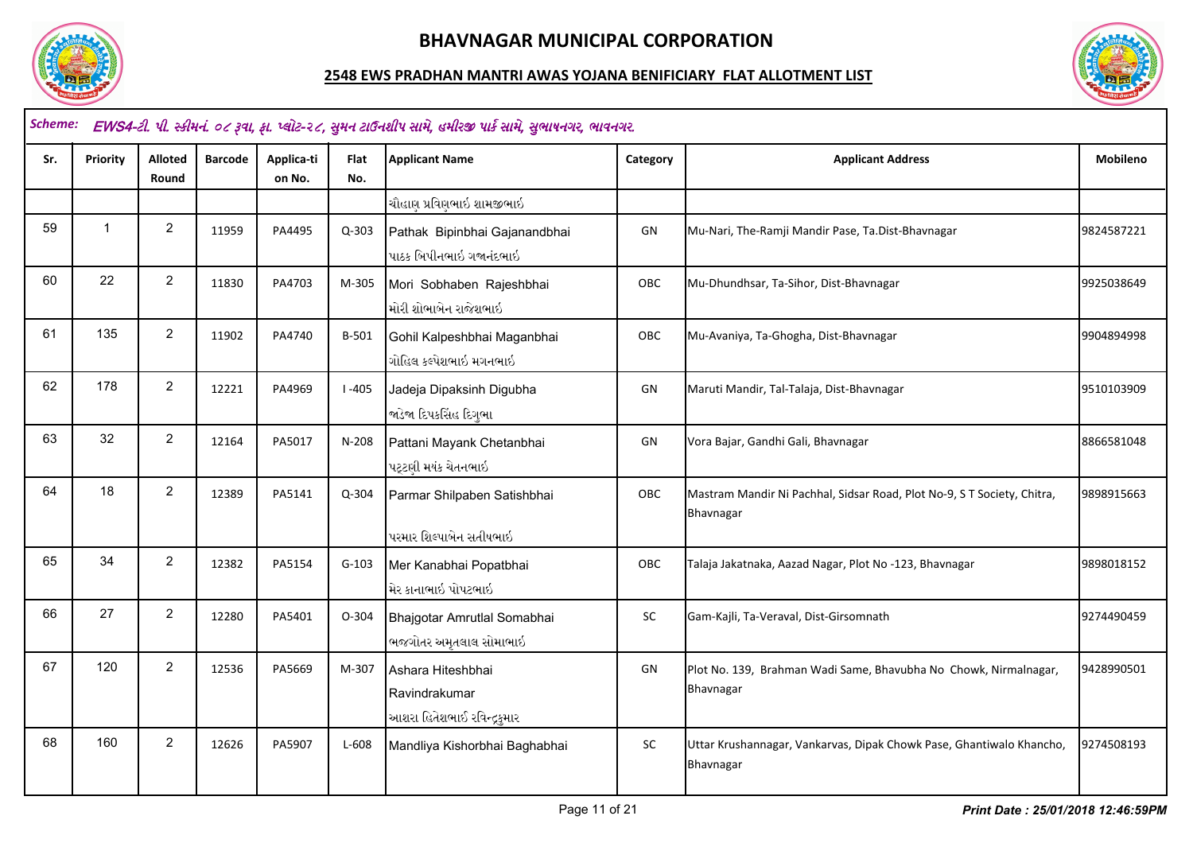# BHAVNAGAR MUNICIPAL CORPORATION

## 2548 EWS PRADHAN MANTRI AWAS YOJANA BENIFICIARY FLAT ALLOTMENT LIST

**Scheme:** *EWS4-ટી. પી. સ્કીમનં. ०८ રૂવા, ફા. પ્લોટ-२८, સુમન ટાઉનશીપ સામે, હમીરજી પાર્ક સામે, સુભાષનગર, ભાવનગર.*

| Sr. | Priority | Alloted Round | Barcode | Application No. | Flat No. | Applicant Name | Category | Applicant Address | Mobileno |
|---|---|---|---|---|---|---|---|---|---|
| | | | | | | ચૌહાણ પ્રવિણભાઇ શામજીભાઇ | | | |
| 59 | 1 | 2 | 11959 | PA4495 | Q-303 | Pathak Bipinbhai Gajanandbhai પાઠક બિપીનભાઇ ગજાનંદભાઇ | GN | Mu-Nari, The-Ramji Mandir Pase, Ta.Dist-Bhavnagar | 9824587221 |
| 60 | 22 | 2 | 11830 | PA4703 | M-305 | Mori Sobhaben Rajeshbhai મોરી શોભાબેન રાજેશભાઇ | OBC | Mu-Dhundhsar, Ta-Sihor, Dist-Bhavnagar | 9925038649 |
| 61 | 135 | 2 | 11902 | PA4740 | B-501 | Gohil Kalpeshbhai Maganbhai ગોહિલ કલ્પેશભાઇ મગનભાઇ | OBC | Mu-Avaniya, Ta-Ghogha, Dist-Bhavnagar | 9904894998 |
| 62 | 178 | 2 | 12221 | PA4969 | I -405 | Jadeja Dipaksinh Digubha જાડેજા દિપકસિંહ દિગુભા | GN | Maruti Mandir, Tal-Talaja, Dist-Bhavnagar | 9510103909 |
| 63 | 32 | 2 | 12164 | PA5017 | N-208 | Pattani Mayank Chetanbhai પટ્ટણી મયંક ચેતનભાઇ | GN | Vora Bajar, Gandhi Gali, Bhavnagar | 8866581048 |
| 64 | 18 | 2 | 12389 | PA5141 | Q-304 | Parmar Shilpaben Satishbhai પરમાર શિલ્પાબેન સતીષભાઇ | OBC | Mastram Mandir Ni Pachhal, Sidsar Road, Plot No-9, S T Society, Chitra, Bhavnagar | 9898915663 |
| 65 | 34 | 2 | 12382 | PA5154 | G-103 | Mer Kanabhai Popatbhai મેર કાનાભાઇ પોપટભાઇ | OBC | Talaja Jakatnaka, Aazad Nagar, Plot No -123, Bhavnagar | 9898018152 |
| 66 | 27 | 2 | 12280 | PA5401 | O-304 | Bhajgotar Amrutlal Somabhai ભજગોતર અમૃતલાલ સોમાભાઇ | SC | Gam-Kajli, Ta-Veraval, Dist-Girsomnath | 9274490459 |
| 67 | 120 | 2 | 12536 | PA5669 | M-307 | Ashara Hiteshbhai Ravindrakumar આશરા હિતેશભાઇ રવિન્દ્રકુમાર | GN | Plot No. 139, Brahman Wadi Same, Bhavubha No Chowk, Nirmalnagar, Bhavnagar | 9428990501 |
| 68 | 160 | 2 | 12626 | PA5907 | L-608 | Mandliya Kishorbhai Baghabhai | SC | Uttar Krushannagar, Vankarvas, Dipak Chowk Pase, Ghantiwalo Khancho, Bhavnagar | 9274508193 |

*Print Date : 25/01/2018 12:46:59PM*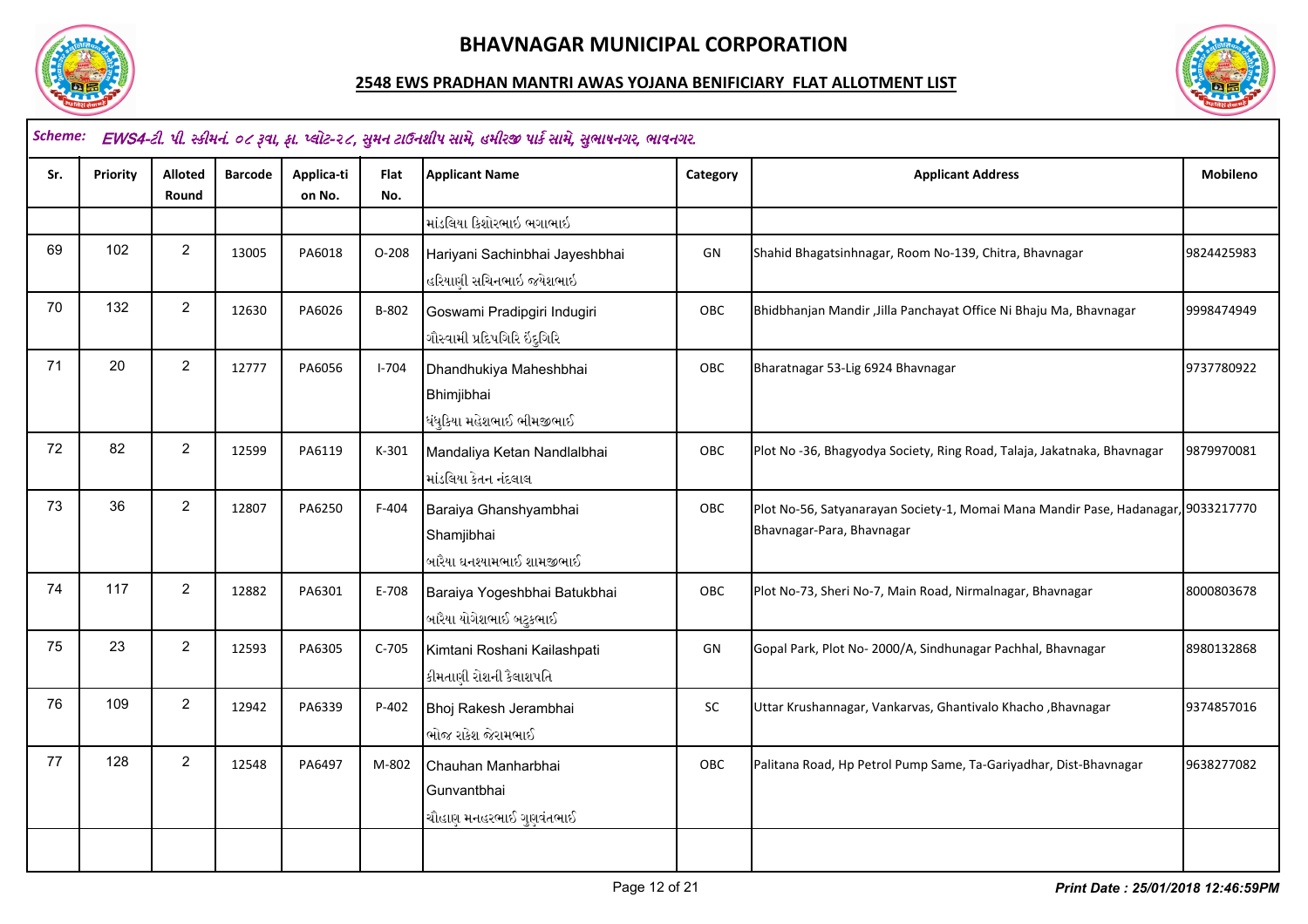# BHAVNAGAR MUNICIPAL CORPORATION

## 2548 EWS PRADHAN MANTRI AWAS YOJANA BENIFICIARY FLAT ALLOTMENT LIST

**Scheme:** *EWS4-ટી. પી. સ્કીમનં. ૦૮ રૂવા, ફા. પ્લોટ-૨૮, સુમન ટાઉનશીપ સામે, હમીરજી પાર્ક સામે, સુભાષનગર, ભાવનગર.*

| Sr. | Priority | Alloted Round | Barcode | Application No. | Flat No. | Applicant Name | Category | Applicant Address | Mobileno |
|---|---|---|---|---|---|---|---|---|---|
| | | | | | | માંડલિયા કિશોરભાઈ ભગાભાઈ | | | |
| 69 | 102 | 2 | 13005 | PA6018 | O-208 | Hariyani Sachinbhai Jayeshbhai<br>હરિયાણી સચિનભાઈ જયેશભાઈ | GN | Shahid Bhagatsinhnagar, Room No-139, Chitra, Bhavnagar | 9824425983 |
| 70 | 132 | 2 | 12630 | PA6026 | B-802 | Goswami Pradipgiri Indugiri<br>ગૌસ્વામી પ્રદિપગિરિ ઇંદુગિરિ | OBC | Bhidbhanjan Mandir ,Jilla Panchayat Office Ni Bhaju Ma, Bhavnagar | 9998474949 |
| 71 | 20 | 2 | 12777 | PA6056 | I-704 | Dhandhukiya Maheshbhai Bhimjibhai<br>ધંધુકિયા મહેશભાઈ ભીમજીભાઈ | OBC | Bharatnagar 53-Lig 6924 Bhavnagar | 9737780922 |
| 72 | 82 | 2 | 12599 | PA6119 | K-301 | Mandaliya Ketan Nandlalbhai<br>માંડલિયા કેતન નંદલાલ | OBC | Plot No -36, Bhagyodya Society, Ring Road, Talaja, Jakatnaka, Bhavnagar | 9879970081 |
| 73 | 36 | 2 | 12807 | PA6250 | F-404 | Baraiya Ghanshyambhai Shamjibhai<br>બારૈયા ઘનશ્યામભાઈ શામજીભાઈ | OBC | Plot No-56, Satyanarayan Society-1, Momai Mana Mandir Pase, Hadanagar, Bhavnagar-Para, Bhavnagar | 9033217770 |
| 74 | 117 | 2 | 12882 | PA6301 | E-708 | Baraiya Yogeshbhai Batukbhai<br>બારૈયા યોગેશભાઈ બટુકભાઈ | OBC | Plot No-73, Sheri No-7, Main Road, Nirmalnagar, Bhavnagar | 8000803678 |
| 75 | 23 | 2 | 12593 | PA6305 | C-705 | Kimtani Roshani Kailashpati<br>કીમતાણી રોશની કૈલાશપતિ | GN | Gopal Park, Plot No- 2000/A, Sindhunagar Pachhal, Bhavnagar | 8980132868 |
| 76 | 109 | 2 | 12942 | PA6339 | P-402 | Bhoj Rakesh Jerambhai<br>ભોજ રાકેશ જેરામભાઈ | SC | Uttar Krushannagar, Vankarvas, Ghantivalo Khacho ,Bhavnagar | 9374857016 |
| 77 | 128 | 2 | 12548 | PA6497 | M-802 | Chauhan Manharbhai Gunvantbhai<br>ચૌહાણ મનહરભાઈ ગુણવંતભાઈ | OBC | Palitana Road, Hp Petrol Pump Same, Ta-Gariyadhar, Dist-Bhavnagar | 9638277082 |

*Print Date : 25/01/2018 12:46:59PM*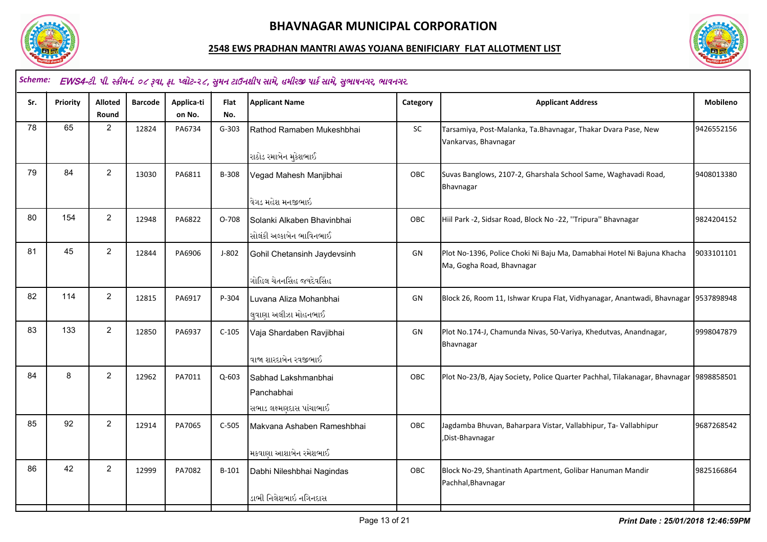# BHAVNAGAR MUNICIPAL CORPORATION

## 2548 EWS PRADHAN MANTRI AWAS YOJANA BENIFICIARY FLAT ALLOTMENT LIST

**Scheme:** *EWS4-ટી. પી. સ્કીમનં. ૦૮ રૂવા, ફા. પ્લોટ-૨૮, સુમન ટાઉનશીપ સામે, હમીરજી પાર્ક સામે, સુભાષનગર, ભાવનગર.*

| Sr. | Priority | Alloted Round | Barcode | Applica-ti on No. | Flat No. | Applicant Name | Category | Applicant Address | Mobileno |
|---|---|---|---|---|---|---|---|---|---|
| 78 | 65 | 2 | 12824 | PA6734 | G-303 | Rathod Ramaben Mukeshbhai<br>રાઠોડ રમાબેન મુકેશભાઈ | SC | Tarsamiya, Post-Malanka, Ta.Bhavnagar, Thakar Dvara Pase, New Vankarvas, Bhavnagar | 9426552156 |
| 79 | 84 | 2 | 13030 | PA6811 | B-308 | Vegad Mahesh Manjibhai<br>વેગડ મહેશ મનજીભાઈ | OBC | Suvas Banglows, 2107-2, Gharshala School Same, Waghavadi Road, Bhavnagar | 9408013380 |
| 80 | 154 | 2 | 12948 | PA6822 | O-708 | Solanki Alkaben Bhavinbhai<br>સોલંકી અલ્કાબેન ભાવિનભાઈ | OBC | Hiil Park -2, Sidsar Road, Block No -22, ''Tripura'' Bhavnagar | 9824204152 |
| 81 | 45 | 2 | 12844 | PA6906 | J-802 | Gohil Chetansinh Jaydevsinh<br>ગોહિલ ચેતનસિંહ જયદેવસિંહ | GN | Plot No-1396, Police Choki Ni Baju Ma, Damabhai Hotel Ni Bajuna Khacha Ma, Gogha Road, Bhavnagar | 9033101101 |
| 82 | 114 | 2 | 12815 | PA6917 | P-304 | Luvana Aliza Mohanbhai<br>લુવાણા અલીઝા મોહનભાઈ | GN | Block 26, Room 11, Ishwar Krupa Flat, Vidhyanagar, Anantwadi, Bhavnagar | 9537898948 |
| 83 | 133 | 2 | 12850 | PA6937 | C-105 | Vaja Shardaben Ravjibhai<br>વાજા શારદાબેન રવજીભાઈ | GN | Plot No.174-J, Chamunda Nivas, 50-Variya, Khedutvas, Anandnagar, Bhavnagar | 9998047879 |
| 84 | 8 | 2 | 12962 | PA7011 | Q-603 | Sabhad Lakshmanbhai Panchabhai<br>સભાડ લક્ષ્મણદાસ પાંચાભાઈ | OBC | Plot No-23/B, Ajay Society, Police Quarter Pachhal, Tilakanagar, Bhavnagar | 9898858501 |
| 85 | 92 | 2 | 12914 | PA7065 | C-505 | Makvana Ashaben Rameshbhai<br>મકવાણા આશાબેન રમેશભાઈ | OBC | Jagdamba Bhuvan, Baharpara Vistar, Vallabhipur, Ta- Vallabhipur ,Dist-Bhavnagar | 9687268542 |
| 86 | 42 | 2 | 12999 | PA7082 | B-101 | Dabhi Nileshbhai Nagindas<br>ડાભી નિલેશભાઈ નગિનદાસ | OBC | Block No-29, Shantinath Apartment, Golibar Hanuman Mandir Pachhal,Bhavnagar | 9825166864 |

*Print Date : 25/01/2018 12:46:59PM*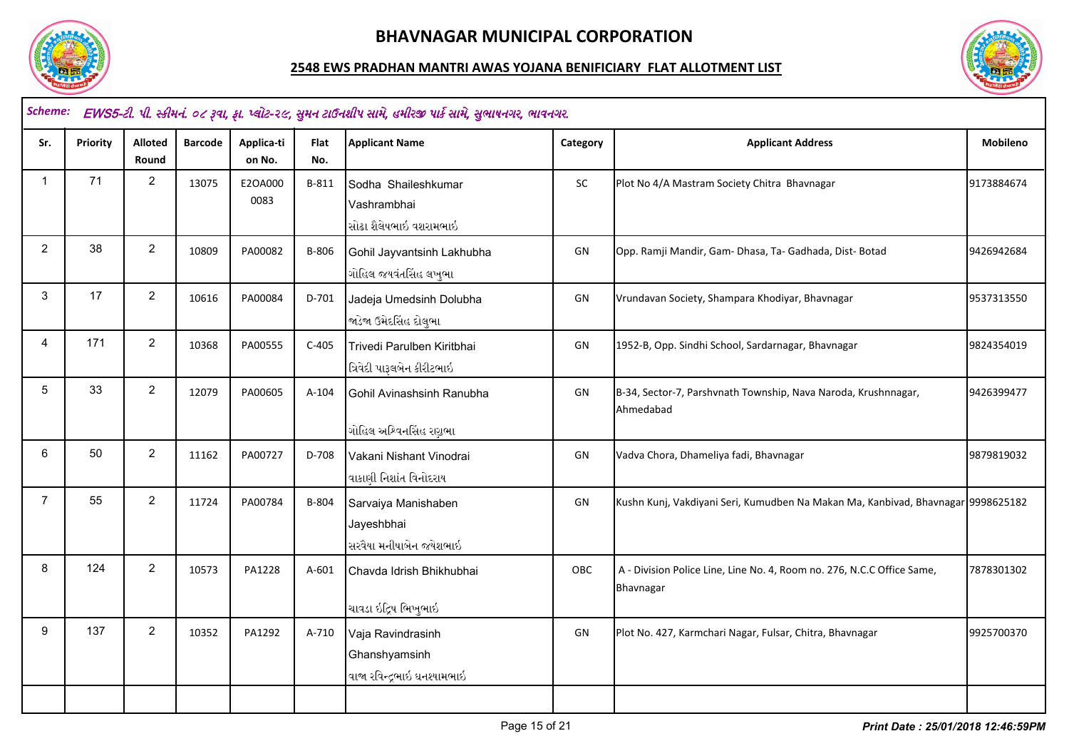# BHAVNAGAR MUNICIPAL CORPORATION

## 2548 EWS PRADHAN MANTRI AWAS YOJANA BENIFICIARY FLAT ALLOTMENT LIST

**Scheme:** *EWS5-ટી. પી. સ્કીમનં. ૦૮ રૂવા, ફા. પ્લોટ-૨૯, સુમન ટાઉનશીપ સામે, હમીરજી પાર્ક સામે, સુભાષનગર, ભાવનગર.*

| Sr. | Priority | Alloted Round | Barcode | Applica-tion No. | Flat No. | Applicant Name | Category | Applicant Address | Mobileno |
|---|---|---|---|---|---|---|---|---|---|
| 1 | 71 | 2 | 13075 | E2OA0000083 | B-811 | Sodha Shaileshkumar Vashrambhai સોઢા શૈલેષભાઇ વશરામભાઇ | SC | Plot No 4/A Mastram Society Chitra Bhavnagar | 9173884674 |
| 2 | 38 | 2 | 10809 | PA00082 | B-806 | Gohil Jayvantsinh Lakhubha ગોહિલ જયવંતસિંહ લખુભા | GN | Opp. Ramji Mandir, Gam- Dhasa, Ta- Gadhada, Dist- Botad | 9426942684 |
| 3 | 17 | 2 | 10616 | PA00084 | D-701 | Jadeja Umedsinh Dolubha જાડેજા ઉમેદસિંહ દોલુભા | GN | Vrundavan Society, Shampara Khodiyar, Bhavnagar | 9537313550 |
| 4 | 171 | 2 | 10368 | PA00555 | C-405 | Trivedi Parulben Kiritbhai ત્રિવેદી પારૂલબેન કીરીટભાઇ | GN | 1952-B, Opp. Sindhi School, Sardarnagar, Bhavnagar | 9824354019 |
| 5 | 33 | 2 | 12079 | PA00605 | A-104 | Gohil Avinashsinh Ranubha ગોહિલ અશ્વિનસિંહ રણુભા | GN | B-34, Sector-7, Parshvnath Township, Nava Naroda, Krushnnagar, Ahmedabad | 9426399477 |
| 6 | 50 | 2 | 11162 | PA00727 | D-708 | Vakani Nishant Vinodrai વાકાણી નિશાંત વિનોદરાય | GN | Vadva Chora, Dhameliya fadi, Bhavnagar | 9879819032 |
| 7 | 55 | 2 | 11724 | PA00784 | B-804 | Sarvaiya Manishaben Jayeshbhai સરવૈયા મનીષાબેન જયેશભાઇ | GN | Kushn Kunj, Vakdiyani Seri, Kumudben Na Makan Ma, Kanbivad, Bhavnagar | 9998625182 |
| 8 | 124 | 2 | 10573 | PA1228 | A-601 | Chavda Idrish Bhikhubhai ચાવડા ઇંદ્રિષ ભિખુભાઇ | OBC | A - Division Police Line, Line No. 4, Room no. 276, N.C.C Office Same, Bhavnagar | 7878301302 |
| 9 | 137 | 2 | 10352 | PA1292 | A-710 | Vaja Ravindrasinh Ghanshyamsinh વાજા રવિન્દ્રભાઇ ઘનશ્યામભાઇ | GN | Plot No. 427, Karmchari Nagar, Fulsar, Chitra, Bhavnagar | 9925700370 |

*Print Date : 25/01/2018 12:46:59PM*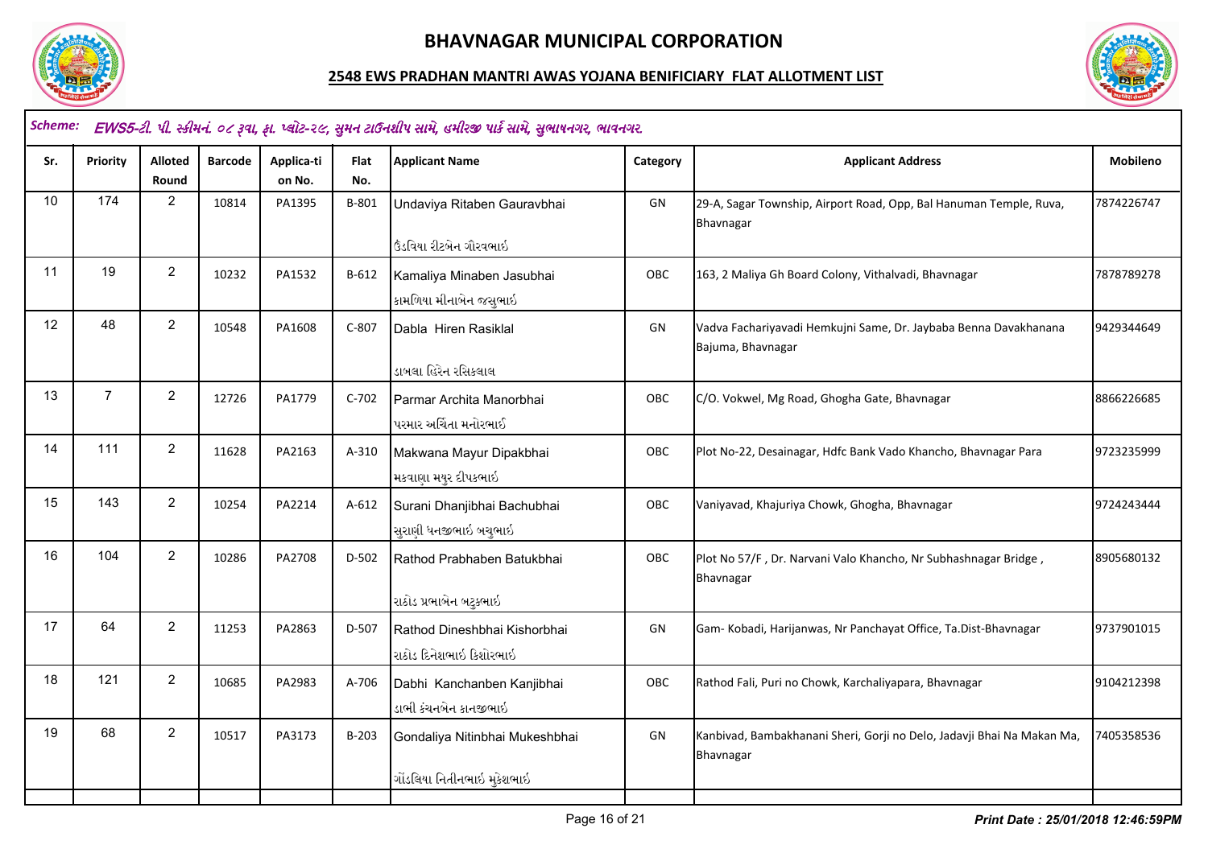# BHAVNAGAR MUNICIPAL CORPORATION

## 2548 EWS PRADHAN MANTRI AWAS YOJANA BENIFICIARY FLAT ALLOTMENT LIST

**Scheme:** *EWS5-ટી. પી. સ્કીમનં. ૦૮ રૂવા, ફા. પ્લોટ-૨૯, સુમન ટાઉનશીપ સામે, હમીરજી પાર્ક સામે, સુભાષનગર, ભાવનગર.*

| Sr. | Priority | Alloted Round | Barcode | Application No. | Flat No. | Applicant Name | Category | Applicant Address | Mobileno |
|---|---|---|---|---|---|---|---|---|---|
| 10 | 174 | 2 | 10814 | PA1395 | B-801 | Undaviya Ritaben Gauravbhai<br>ઉંડવિયા રીટબેન ગૌરવભાઇ | GN | 29-A, Sagar Township, Airport Road, Opp, Bal Hanuman Temple, Ruva, Bhavnagar | 7874226747 |
| 11 | 19 | 2 | 10232 | PA1532 | B-612 | Kamaliya Minaben Jasubhai<br>કામળિયા મીનાબેન જસુભાઇ | OBC | 163, 2 Maliya Gh Board Colony, Vithalvadi, Bhavnagar | 7878789278 |
| 12 | 48 | 2 | 10548 | PA1608 | C-807 | Dabla Hiren Rasiklal<br>ડાબલા હિરેન રસિકલાલ | GN | Vadva Fachariyavadi Hemkujni Same, Dr. Jaybaba Benna Davakhanana Bajuma, Bhavnagar | 9429344649 |
| 13 | 7 | 2 | 12726 | PA1779 | C-702 | Parmar Archita Manorbhai<br>પરમાર અર્ચિતા મનોરભાઇ | OBC | C/O. Vokwel, Mg Road, Ghogha Gate, Bhavnagar | 8866226685 |
| 14 | 111 | 2 | 11628 | PA2163 | A-310 | Makwana Mayur Dipakbhai<br>મકવાણા મયુર દીપકભાઇ | OBC | Plot No-22, Desainagar, Hdfc Bank Vado Khancho, Bhavnagar Para | 9723235999 |
| 15 | 143 | 2 | 10254 | PA2214 | A-612 | Surani Dhanjibhai Bachubhai<br>સુરાણી ધનજીભાઇ બચુભાઇ | OBC | Vaniyavad, Khajuriya Chowk, Ghogha, Bhavnagar | 9724243444 |
| 16 | 104 | 2 | 10286 | PA2708 | D-502 | Rathod Prabhaben Batukbhai<br>રાઠોડ પ્રભાબેન બટુકભાઇ | OBC | Plot No 57/F , Dr. Narvani Valo Khancho, Nr Subhashnagar Bridge , Bhavnagar | 8905680132 |
| 17 | 64 | 2 | 11253 | PA2863 | D-507 | Rathod Dineshbhai Kishorbhai<br>રાઠોડ દિનેશભાઇ કિશોરભાઇ | GN | Gam- Kobadi, Harijanwas, Nr Panchayat Office, Ta.Dist-Bhavnagar | 9737901015 |
| 18 | 121 | 2 | 10685 | PA2983 | A-706 | Dabhi Kanchanben Kanjibhai<br>ડાભી કંચનબેન કાનજીભાઇ | OBC | Rathod Fali, Puri no Chowk, Karchaliyapara, Bhavnagar | 9104212398 |
| 19 | 68 | 2 | 10517 | PA3173 | B-203 | Gondaliya Nitinbhai Mukeshbhai<br>ગોંડલિયા નિતીનભાઇ મુકેશભાઇ | GN | Kanbivad, Bambakhanani Sheri, Gorji no Delo, Jadavji Bhai Na Makan Ma, Bhavnagar | 7405358536 |

*Print Date : 25/01/2018 12:46:59PM*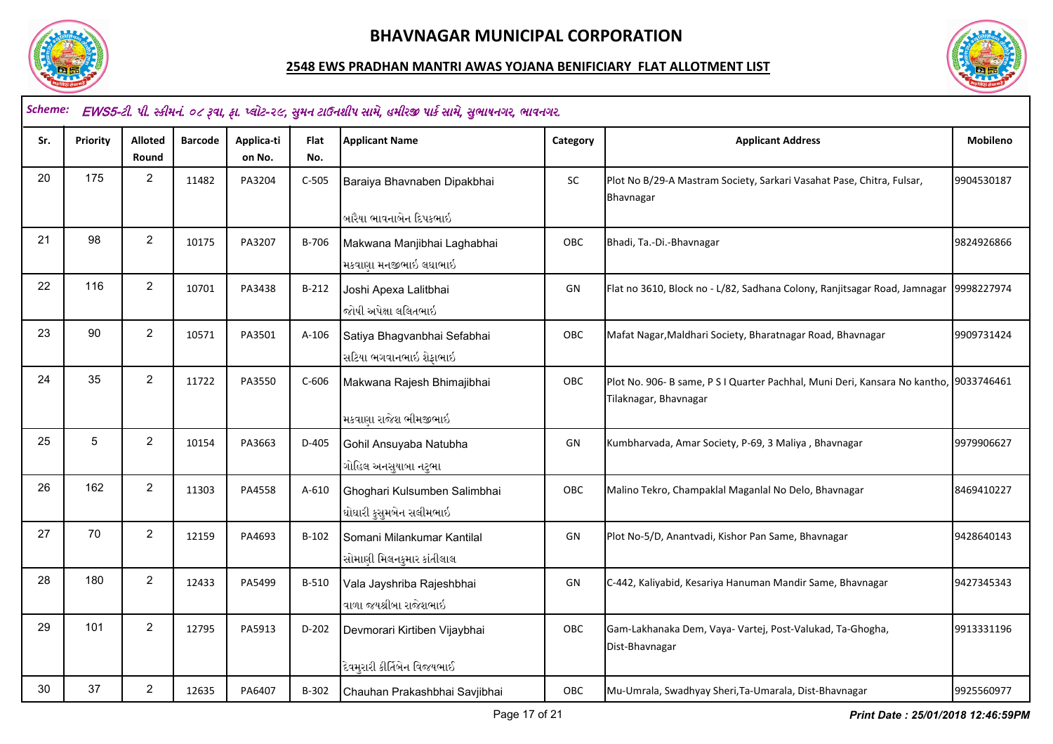# BHAVNAGAR MUNICIPAL CORPORATION

## 2548 EWS PRADHAN MANTRI AWAS YOJANA BENIFICIARY FLAT ALLOTMENT LIST

**Scheme:** *EWS5-ટી. પી. સ્કીમનં. ૦૮ રૂવા, ફા. પ્લોટ-૨૯, સુમન ટાઉનશીપ સામે, હમીરજી પાર્ક સામે, સુભાષનગર, ભાવનગર.*

| Sr. | Priority | Alloted Round | Barcode | Application No. | Flat No. | Applicant Name | Category | Applicant Address | Mobileno |
|---|---|---|---|---|---|---|---|---|---|
| 20 | 175 | 2 | 11482 | PA3204 | C-505 | Baraiya Bhavnaben Dipakbhai<br>બારૈયા ભાવનાબેન દિપકભાઇ | SC | Plot No B/29-A Mastram Society, Sarkari Vasahat Pase, Chitra, Fulsar, Bhavnagar | 9904530187 |
| 21 | 98 | 2 | 10175 | PA3207 | B-706 | Makwana Manjibhai Laghabhai<br>મકવાણા મનજીભાઇ લઘાભાઇ | OBC | Bhadi, Ta.-Di.-Bhavnagar | 9824926866 |
| 22 | 116 | 2 | 10701 | PA3438 | B-212 | Joshi Apexa Lalitbhai<br>જોષી અપેક્ષા લલિતભાઇ | GN | Flat no 3610, Block no - L/82, Sadhana Colony, Ranjitsagar Road, Jamnagar | 9998227974 |
| 23 | 90 | 2 | 10571 | PA3501 | A-106 | Satiya Bhagvanbhai Sefabhai<br>સટિયા ભગવાનભાઇ શેફાભાઇ | OBC | Mafat Nagar,Maldhari Society, Bharatnagar Road, Bhavnagar | 9909731424 |
| 24 | 35 | 2 | 11722 | PA3550 | C-606 | Makwana Rajesh Bhimajibhai<br>મકવાણા રાજેશ ભીમજીભાઇ | OBC | Plot No. 906- B same, P S I Quarter Pachhal, Muni Deri, Kansara No kantho, Tilaknagar, Bhavnagar | 9033746461 |
| 25 | 5 | 2 | 10154 | PA3663 | D-405 | Gohil Ansuyaba Natubha<br>ગોહિલ અનસુયાબા નટુભા | GN | Kumbharvada, Amar Society, P-69, 3 Maliya , Bhavnagar | 9979906627 |
| 26 | 162 | 2 | 11303 | PA4558 | A-610 | Ghoghari Kulsumben Salimbhai<br>ઘોઘારી કુસુમબેન સલીમભાઇ | OBC | Malino Tekro, Champaklal Maganlal No Delo, Bhavnagar | 8469410227 |
| 27 | 70 | 2 | 12159 | PA4693 | B-102 | Somani Milankumar Kantilal<br>સોમાણી મિલનકુમાર કાંતીલાલ | GN | Plot No-5/D, Anantvadi, Kishor Pan Same, Bhavnagar | 9428640143 |
| 28 | 180 | 2 | 12433 | PA5499 | B-510 | Vala Jayshriba Rajeshbhai<br>વાળા જયશ્રીબા રાજેશભાઇ | GN | C-442, Kaliyabid, Kesariya Hanuman Mandir Same, Bhavnagar | 9427345343 |
| 29 | 101 | 2 | 12795 | PA5913 | D-202 | Devmorari Kirtiben Vijaybhai<br>દેવમુરારી કીર્તિબેન વિજયભાઇ | OBC | Gam-Lakhanaka Dem, Vaya- Vartej, Post-Valukad, Ta-Ghogha, Dist-Bhavnagar | 9913331196 |
| 30 | 37 | 2 | 12635 | PA6407 | B-302 | Chauhan Prakashbhai Savjibhai | OBC | Mu-Umrala, Swadhyay Sheri,Ta-Umarala, Dist-Bhavnagar | 9925560977 |

*Print Date : 25/01/2018 12:46:59PM*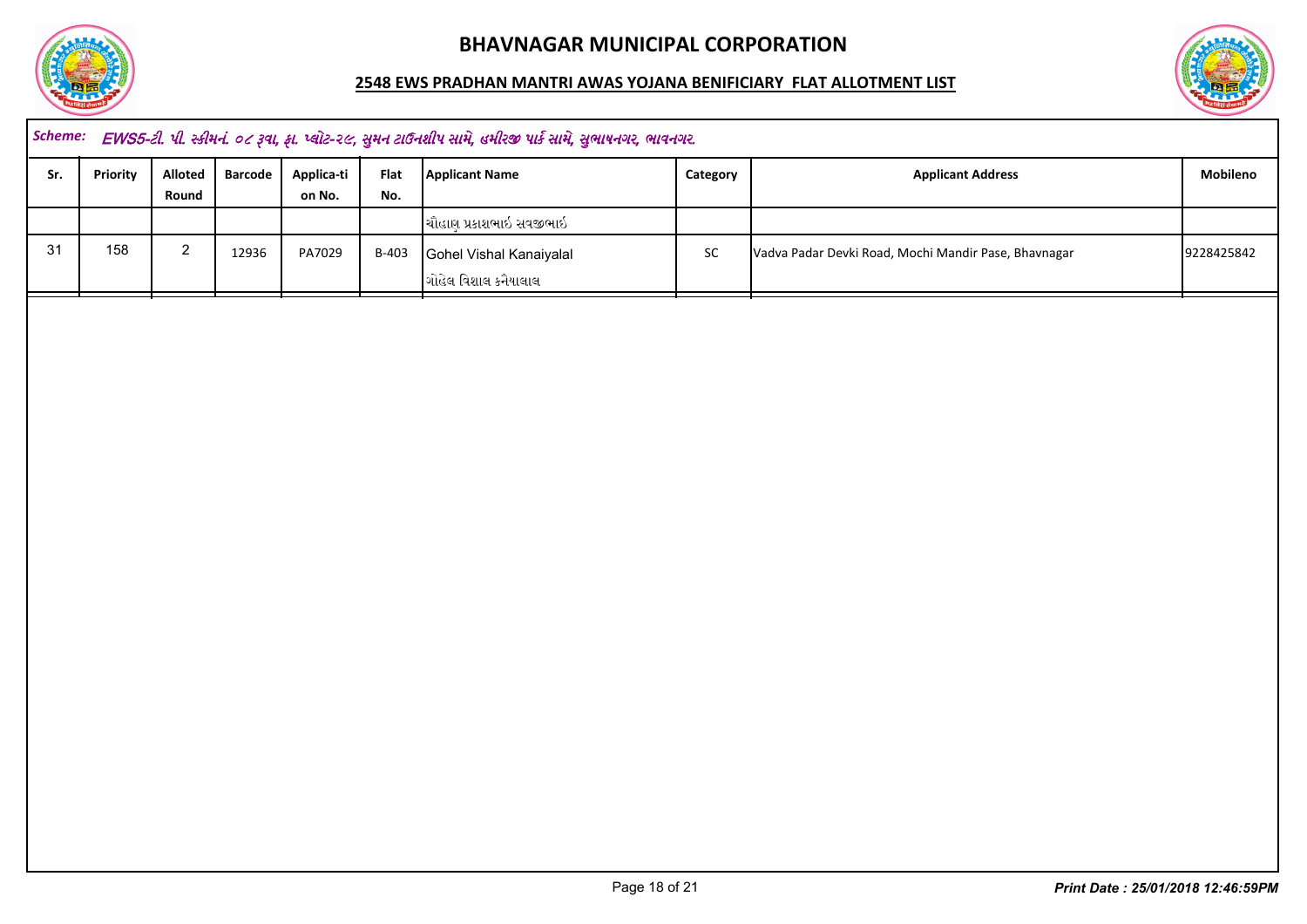# BHAVNAGAR MUNICIPAL CORPORATION

## 2548 EWS PRADHAN MANTRI AWAS YOJANA BENIFICIARY FLAT ALLOTMENT LIST

*Scheme:* ***EWS5-ટી. પી. સ્કીમનં. ૦૮ રૂવા, ફા. પ્લોટ-૨૯, સુમન ટાઉનશીપ સામે, હમીરજી પાર્ક સામે, સુભાષનગર, ભાવનગર.***

| Sr. | Priority | Alloted Round | Barcode | Applica-tion No. | Flat No. | Applicant Name | Category | Applicant Address | Mobileno |
|---|---|---|---|---|---|---|---|---|---|
| | | | | | | ચૌહાણ પ્રકાશભાઇ સવજીભાઇ | | | |
| 31 | 158 | 2 | 12936 | PA7029 | B-403 | Gohel Vishal Kanaiyalal<br>ગોહેલ વિશાલ કનૈયાલાલ | SC | Vadva Padar Devki Road, Mochi Mandir Pase, Bhavnagar | 9228425842 |

*Print Date : 25/01/2018 12:46:59PM*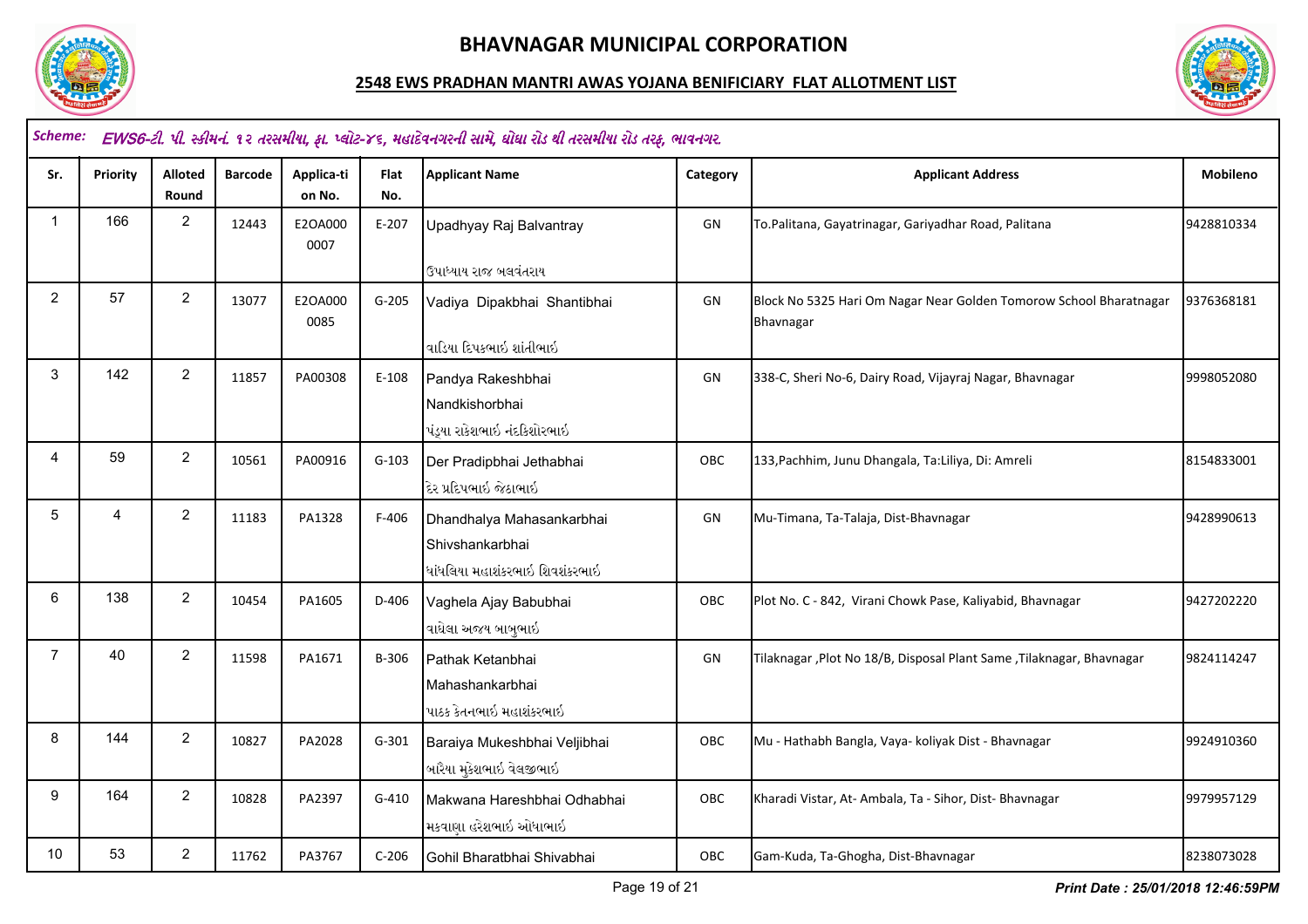# BHAVNAGAR MUNICIPAL CORPORATION

## 2548 EWS PRADHAN MANTRI AWAS YOJANA BENIFICIARY FLAT ALLOTMENT LIST

**Scheme:** *EWS6-ટી. પી. સ્કીમનં. ૧૨ તરસમીયા, ફા. પ્લોટ-૪૬, મહાદેવનગરની સામે, ઘોઘા રોડ થી તરસમીયા રોડ તરફ, ભાવનગર.*

| Sr. | Priority | Alloted Round | Barcode | Application No. | Flat No. | Applicant Name | Category | Applicant Address | Mobileno |
|---|---|---|---|---|---|---|---|---|---|
| 1 | 166 | 2 | 12443 | E2OA0000007 | E-207 | Upadhyay Raj Balvantray<br>ઉપાધ્યાય રાજ બલવંતરાય | GN | To.Palitana, Gayatrinagar, Gariyadhar Road, Palitana | 9428810334 |
| 2 | 57 | 2 | 13077 | E2OA0000085 | G-205 | Vadiya Dipakbhai Shantibhai<br>વાડિયા દિપકભાઇ શાંતીભાઇ | GN | Block No 5325 Hari Om Nagar Near Golden Tomorow School Bharatnagar Bhavnagar | 9376368181 |
| 3 | 142 | 2 | 11857 | PA00308 | E-108 | Pandya Rakeshbhai Nandkishorbhai<br>પંડ્યા રાકેશભાઇ નંદકિશોરભાઇ | GN | 338-C, Sheri No-6, Dairy Road, Vijayraj Nagar, Bhavnagar | 9998052080 |
| 4 | 59 | 2 | 10561 | PA00916 | G-103 | Der Pradipbhai Jethabhai<br>દેર પ્રદિપભાઇ જેઠાભાઇ | OBC | 133,Pachhim, Junu Dhangala, Ta:Liliya, Di: Amreli | 8154833001 |
| 5 | 4 | 2 | 11183 | PA1328 | F-406 | Dhandhalya Mahasankarbhai Shivshankarbhai<br>ધાંધલિયા મહાશંકરભાઇ શિવશંકરભાઇ | GN | Mu-Timana, Ta-Talaja, Dist-Bhavnagar | 9428990613 |
| 6 | 138 | 2 | 10454 | PA1605 | D-406 | Vaghela Ajay Babubhai<br>વાઘેલા અજય બાબુભાઇ | OBC | Plot No. C - 842, Virani Chowk Pase, Kaliyabid, Bhavnagar | 9427202220 |
| 7 | 40 | 2 | 11598 | PA1671 | B-306 | Pathak Ketanbhai Mahashankarbhai<br>પાઠક કેતનભાઇ મહાશંકરભાઇ | GN | Tilaknagar ,Plot No 18/B, Disposal Plant Same ,Tilaknagar, Bhavnagar | 9824114247 |
| 8 | 144 | 2 | 10827 | PA2028 | G-301 | Baraiya Mukeshbhai Veljibhai<br>બારૈયા મુકેશભાઇ વેલજીભાઇ | OBC | Mu - Hathabh Bangla, Vaya- koliyak Dist - Bhavnagar | 9924910360 |
| 9 | 164 | 2 | 10828 | PA2397 | G-410 | Makwana Hareshbhai Odhabhai<br>મકવાણા હરેશભાઇ ઓધાભાઇ | OBC | Kharadi Vistar, At- Ambala, Ta - Sihor, Dist- Bhavnagar | 9979957129 |
| 10 | 53 | 2 | 11762 | PA3767 | C-206 | Gohil Bharatbhai Shivabhai | OBC | Gam-Kuda, Ta-Ghogha, Dist-Bhavnagar | 8238073028 |

*Print Date : 25/01/2018 12:46:59PM*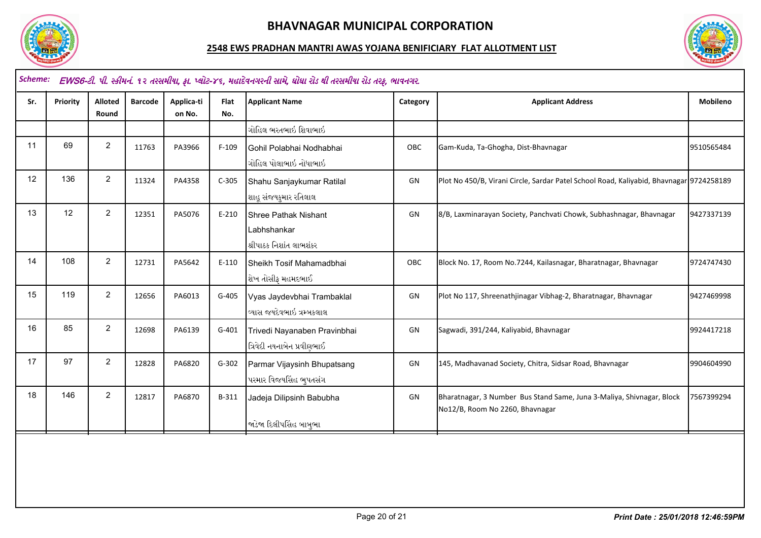# BHAVNAGAR MUNICIPAL CORPORATION

## 2548 EWS PRADHAN MANTRI AWAS YOJANA BENIFICIARY FLAT ALLOTMENT LIST

*Scheme:* ***EWS6-ટી. પી. સ્કીમનં. ૧૨ તરસમીયા, ફા. પ્લોટ-૪૬, મહાદેવનગરની સામે, ઘોઘા રોડ થી તરસમીયા રોડ તરફ, ભાવનગર***

| Sr. | Priority | Alloted Round | Barcode | Applica-tion No. | Flat No. | Applicant Name | Category | Applicant Address | Mobileno |
|---|---|---|---|---|---|---|---|---|---|
| | | | | | | ગોહિલ ભરતભાઇ શિવાભાઇ | | | |
| 11 | 69 | 2 | 11763 | PA3966 | F-109 | Gohil Polabhai Nodhabhai<br>ગોહિલ પોલાભાઇ નોધાભાઇ | OBC | Gam-Kuda, Ta-Ghogha, Dist-Bhavnagar | 9510565484 |
| 12 | 136 | 2 | 11324 | PA4358 | C-305 | Shahu Sanjaykumar Ratilal<br>શાહુ સંજયકુમાર રતિલાલ | GN | Plot No 450/B, Virani Circle, Sardar Patel School Road, Kaliyabid, Bhavnagar | 9724258189 |
| 13 | 12 | 2 | 12351 | PA5076 | E-210 | Shree Pathak Nishant Labhshankar<br>શ્રીપાઠક નિશાંત લાભશંકર | GN | 8/B, Laxminarayan Society, Panchvati Chowk, Subhashnagar, Bhavnagar | 9427337139 |
| 14 | 108 | 2 | 12731 | PA5642 | E-110 | Sheikh Tosif Mahamadbhai<br>શેખ તોસીફ મહમદભાઈ | OBC | Block No. 17, Room No.7244, Kailasnagar, Bharatnagar, Bhavnagar | 9724747430 |
| 15 | 119 | 2 | 12656 | PA6013 | G-405 | Vyas Jaydevbhai Trambaklal<br>વ્યાસ જયદેવભાઇ ત્રમ્બકલાલ | GN | Plot No 117, Shreenathjinagar Vibhag-2, Bharatnagar, Bhavnagar | 9427469998 |
| 16 | 85 | 2 | 12698 | PA6139 | G-401 | Trivedi Nayanaben Pravinbhai<br>ત્રિવેદી નયનાબેન પ્રવીણભાઈ | GN | Sagwadi, 391/244, Kaliyabid, Bhavnagar | 9924417218 |
| 17 | 97 | 2 | 12828 | PA6820 | G-302 | Parmar Vijaysinh Bhupatsang<br>પરમાર વિજયસિંહ ભુપતસંગ | GN | 145, Madhavanad Society, Chitra, Sidsar Road, Bhavnagar | 9904604990 |
| 18 | 146 | 2 | 12817 | PA6870 | B-311 | Jadeja Dilipsinh Babubha<br>જાડેજા દિલીપસિંહ બાબુભા | GN | Bharatnagar, 3 Number Bus Stand Same, Juna 3-Maliya, Shivnagar, Block No12/B, Room No 2260, Bhavnagar | 7567399294 |

***Print Date : 25/01/2018 12:46:59PM***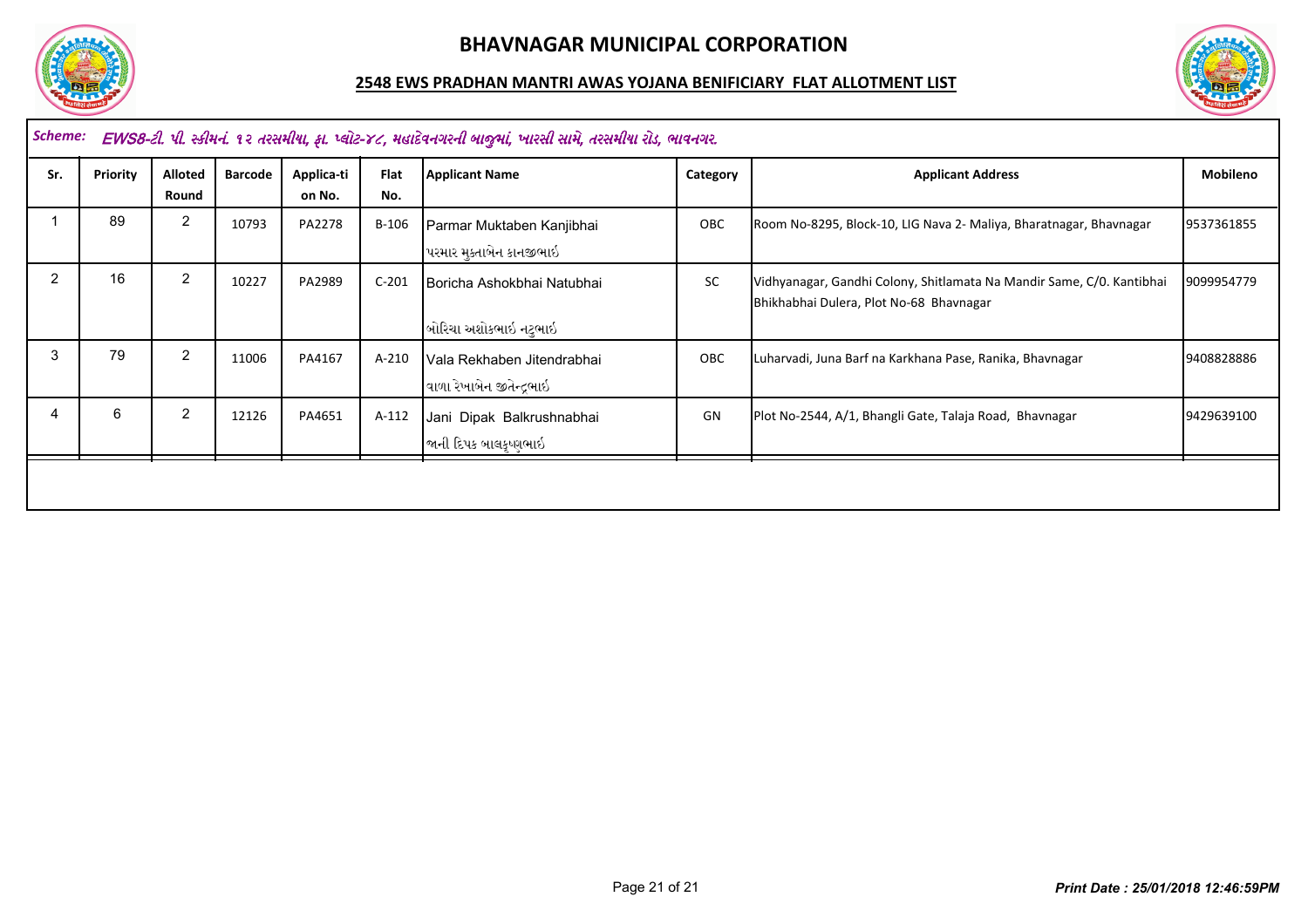# BHAVNAGAR MUNICIPAL CORPORATION

## 2548 EWS PRADHAN MANTRI AWAS YOJANA BENIFICIARY FLAT ALLOTMENT LIST

*Scheme:* ***EWS8-ટી. પી. સ્કીમનં. ૧૨ તરસમીયા, ફા. પ્લોટ-૪૮, મહાદેવનગરની બાજુમાં, ખારસી સામે, તરસમીયા રોડ, ભાવનગર.***

| Sr. | Priority | Alloted Round | Barcode | Applica-tion No. | Flat No. | Applicant Name | Category | Applicant Address | Mobileno |
|---|---|---|---|---|---|---|---|---|---|
| 1 | 89 | 2 | 10793 | PA2278 | B-106 | Parmar Muktaben Kanjibhai<br>પરમાર મુક્તાબેન કાનજીભાઇ | OBC | Room No-8295, Block-10, LIG Nava 2- Maliya, Bharatnagar, Bhavnagar | 9537361855 |
| 2 | 16 | 2 | 10227 | PA2989 | C-201 | Boricha Ashokbhai Natubhai<br>બોરિચા અશોકભાઇ નટુભાઇ | SC | Vidhyanagar, Gandhi Colony, Shitlamata Na Mandir Same, C/0. Kantibhai Bhikhabhai Dulera, Plot No-68 Bhavnagar | 9099954779 |
| 3 | 79 | 2 | 11006 | PA4167 | A-210 | Vala Rekhaben Jitendrabhai<br>વાળા રેખાબેન જીતેન્દ્રભાઇ | OBC | Luharvadi, Juna Barf na Karkhana Pase, Ranika, Bhavnagar | 9408828886 |
| 4 | 6 | 2 | 12126 | PA4651 | A-112 | Jani Dipak Balkrushnabhai<br>જાની દિપક બાલકૃષ્ણભાઇ | GN | Plot No-2544, A/1, Bhangli Gate, Talaja Road, Bhavnagar | 9429639100 |

***Print Date : 25/01/2018 12:46:59PM***